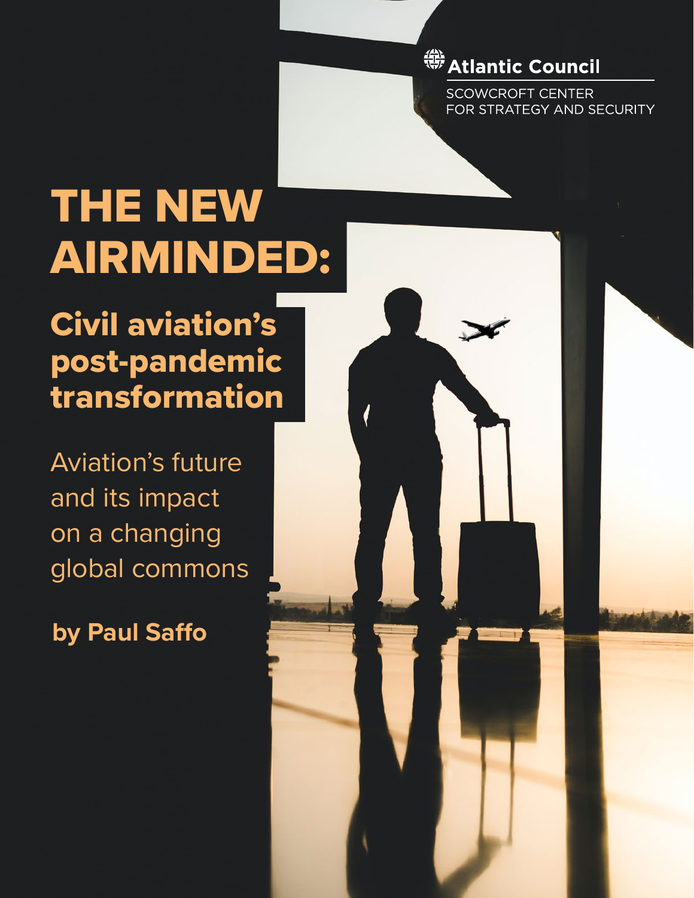Atlantic Council

SCOWCROFT CENTER FOR STRATEGY AND SECURITY

# THE NEW AIRMINDED:

## Civil aviation's post-pandemic transformation

Aviation's future and its impact on a changing global commons

**by Paul Saffo**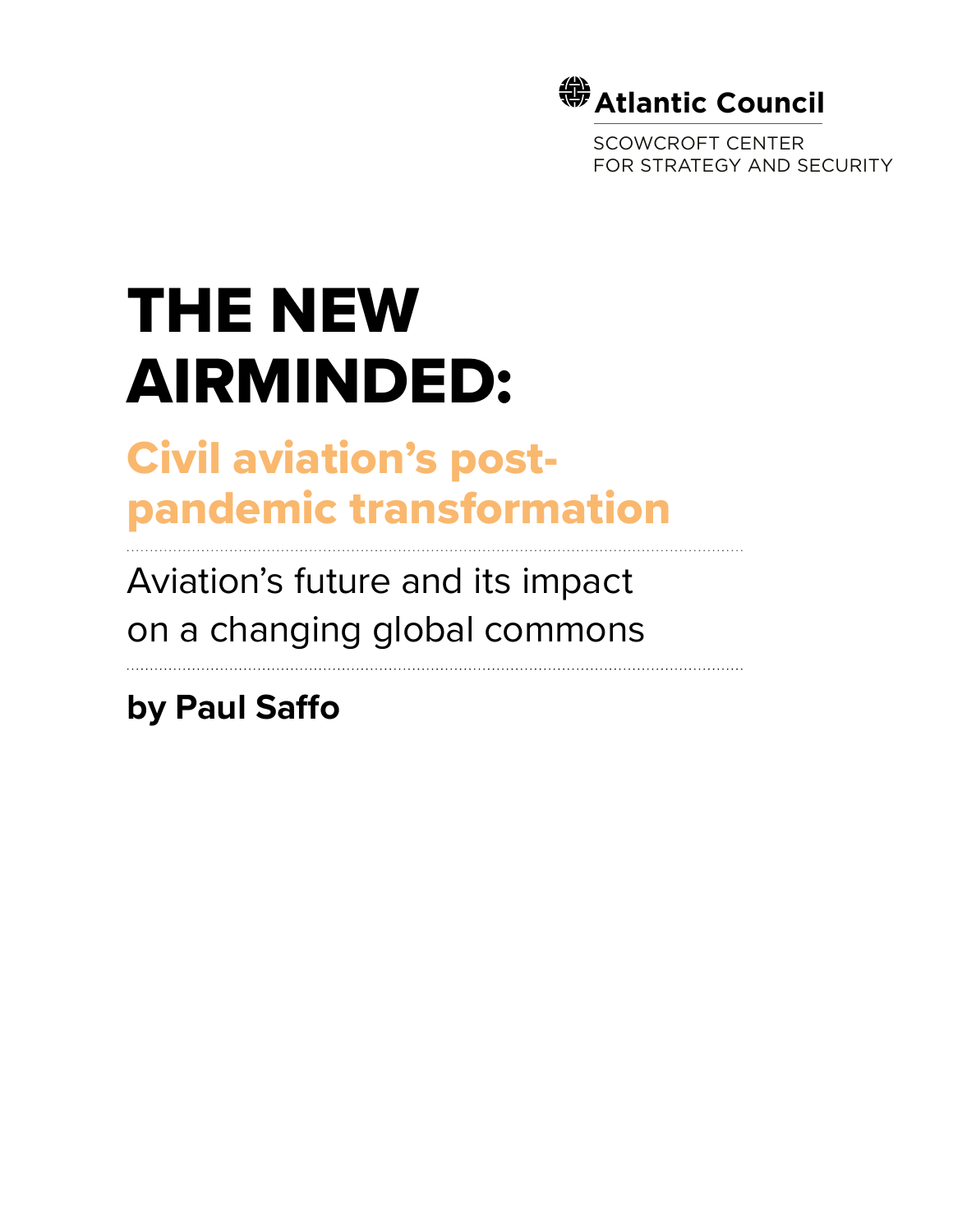Atlantic Council

SCOWCROFT CENTER
FOR STRATEGY AND SECURITY

# THE NEW AIRMINDED:

## Civil aviation's post-pandemic transformation

Aviation's future and its impact on a changing global commons

**by Paul Saffo**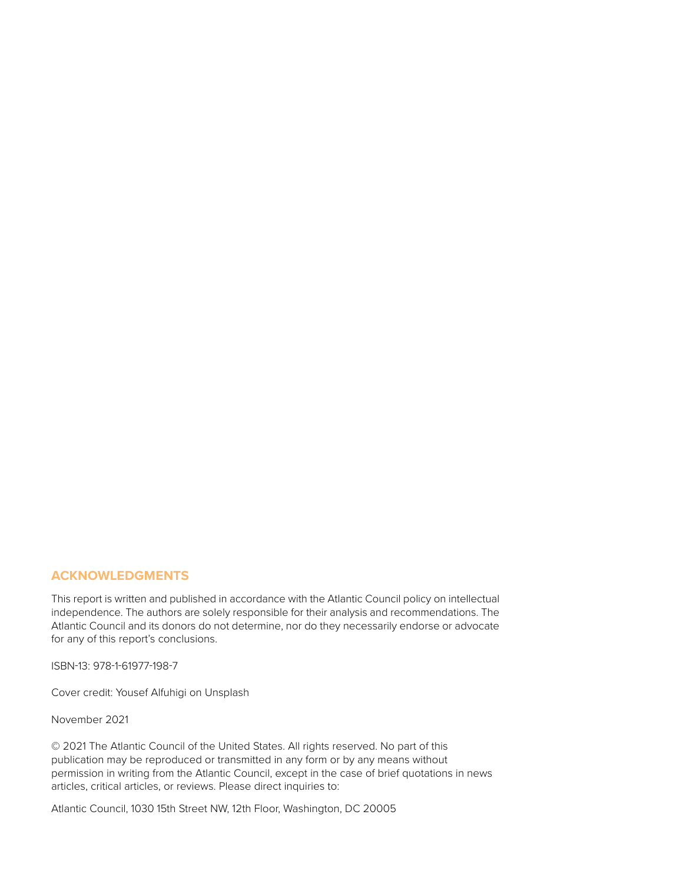## ACKNOWLEDGMENTS

This report is written and published in accordance with the Atlantic Council policy on intellectual independence. The authors are solely responsible for their analysis and recommendations. The Atlantic Council and its donors do not determine, nor do they necessarily endorse or advocate for any of this report's conclusions.

ISBN-13: 978-1-61977-198-7

Cover credit: Yousef Alfuhigi on Unsplash

November 2021

© 2021 The Atlantic Council of the United States. All rights reserved. No part of this publication may be reproduced or transmitted in any form or by any means without permission in writing from the Atlantic Council, except in the case of brief quotations in news articles, critical articles, or reviews. Please direct inquiries to:

Atlantic Council, 1030 15th Street NW, 12th Floor, Washington, DC 20005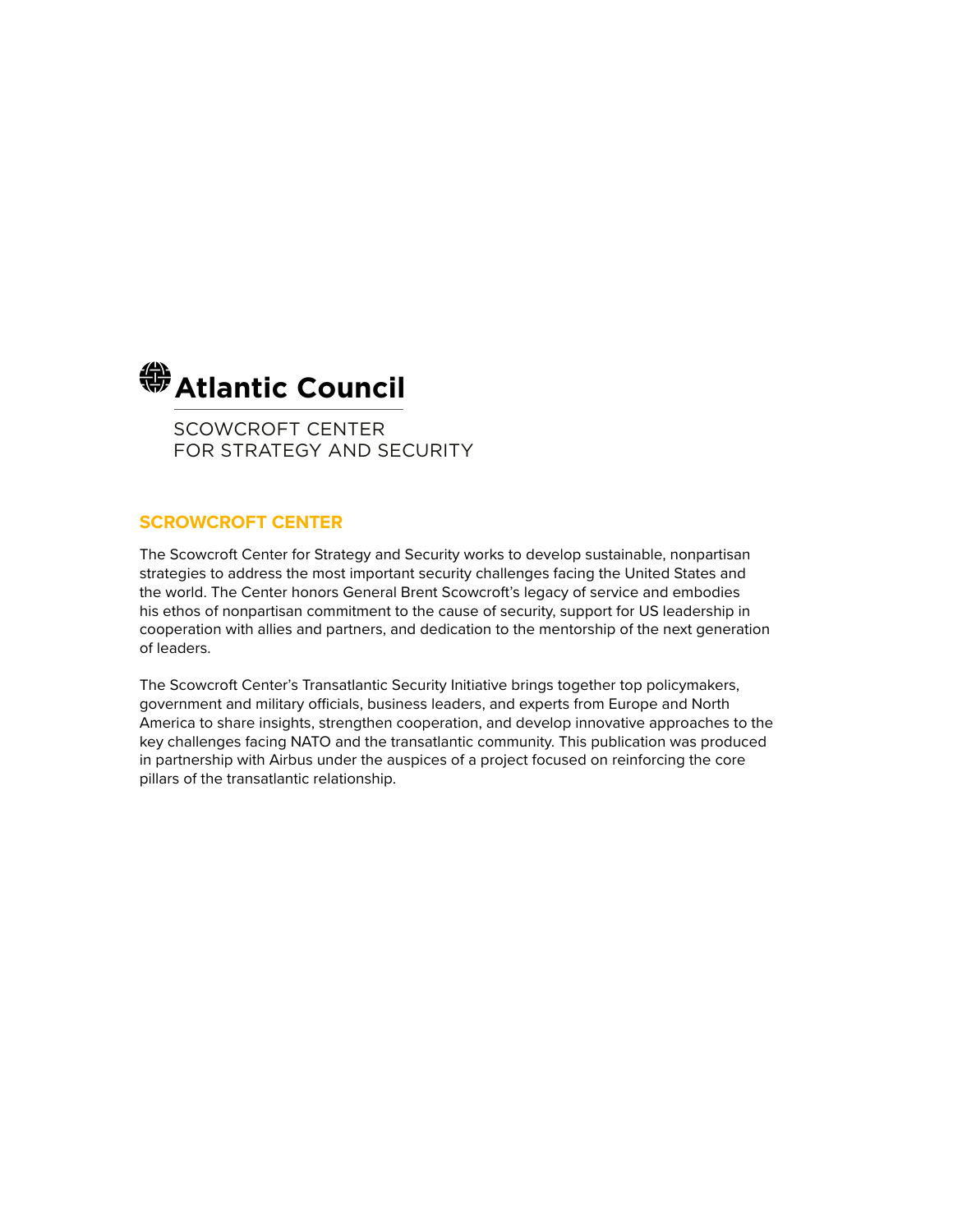**Atlantic Council**

SCOWCROFT CENTER
FOR STRATEGY AND SECURITY

## SCROWCROFT CENTER

The Scowcroft Center for Strategy and Security works to develop sustainable, nonpartisan strategies to address the most important security challenges facing the United States and the world. The Center honors General Brent Scowcroft's legacy of service and embodies his ethos of nonpartisan commitment to the cause of security, support for US leadership in cooperation with allies and partners, and dedication to the mentorship of the next generation of leaders.

The Scowcroft Center's Transatlantic Security Initiative brings together top policymakers, government and military officials, business leaders, and experts from Europe and North America to share insights, strengthen cooperation, and develop innovative approaches to the key challenges facing NATO and the transatlantic community. This publication was produced in partnership with Airbus under the auspices of a project focused on reinforcing the core pillars of the transatlantic relationship.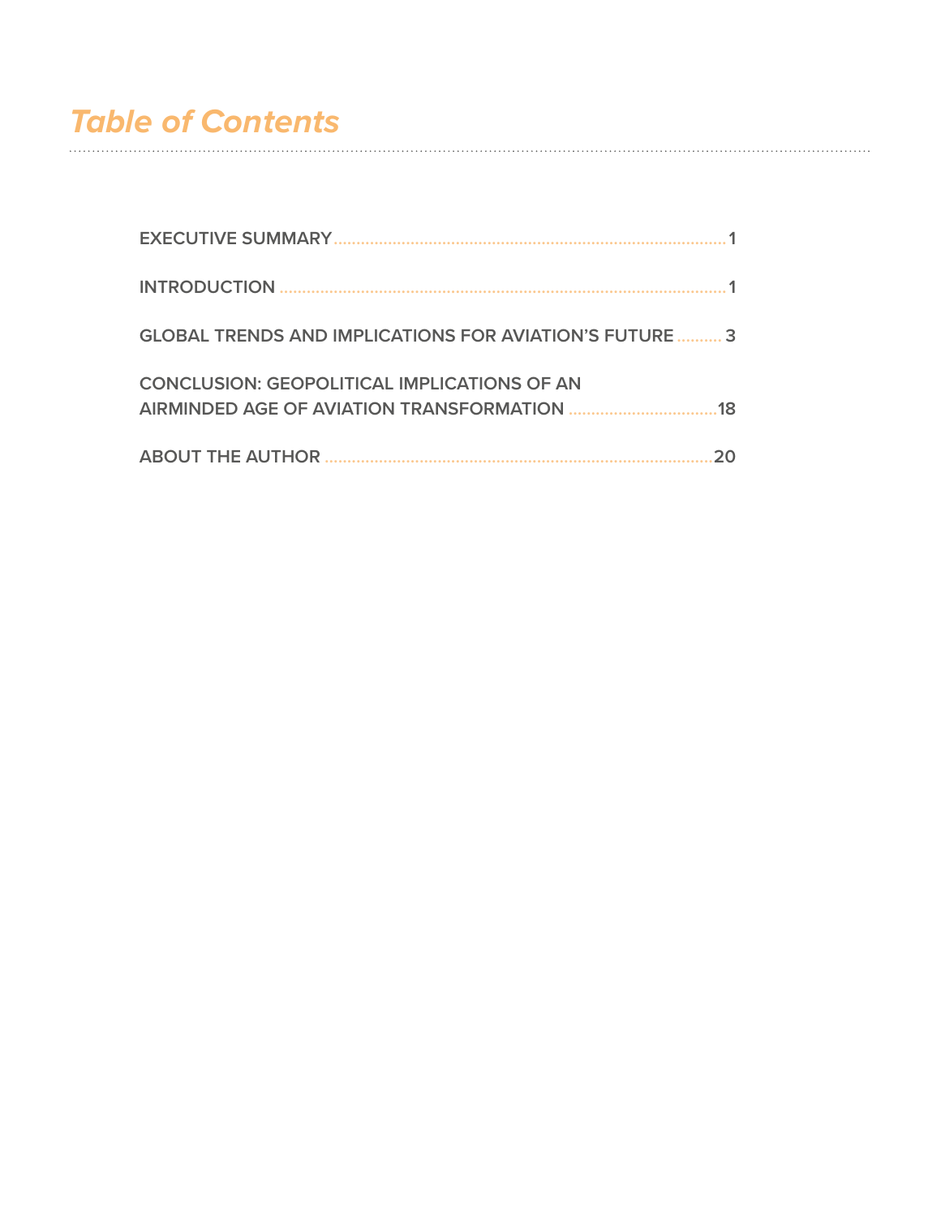# *Table of Contents*

**EXECUTIVE SUMMARY** ........ 1

**INTRODUCTION** ........ 1

**GLOBAL TRENDS AND IMPLICATIONS FOR AVIATION'S FUTURE** ........ 3

**CONCLUSION: GEOPOLITICAL IMPLICATIONS OF AN AIRMINDED AGE OF AVIATION TRANSFORMATION** ........ 18

**ABOUT THE AUTHOR** ........ 20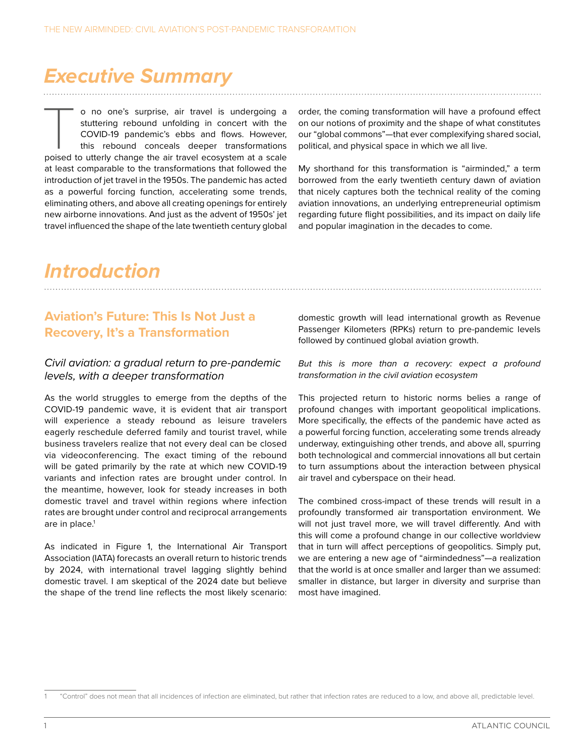# Executive Summary

To no one's surprise, air travel is undergoing a stuttering rebound unfolding in concert with the COVID-19 pandemic's ebbs and flows. However, this rebound conceals deeper transformations poised to utterly change the air travel ecosystem at a scale at least comparable to the transformations that followed the introduction of jet travel in the 1950s. The pandemic has acted as a powerful forcing function, accelerating some trends, eliminating others, and above all creating openings for entirely new airborne innovations. And just as the advent of 1950s' jet travel influenced the shape of the late twentieth century global order, the coming transformation will have a profound effect on our notions of proximity and the shape of what constitutes our "global commons"—that ever complexifying shared social, political, and physical space in which we all live.

My shorthand for this transformation is "airminded," a term borrowed from the early twentieth century dawn of aviation that nicely captures both the technical reality of the coming aviation innovations, an underlying entrepreneurial optimism regarding future flight possibilities, and its impact on daily life and popular imagination in the decades to come.

# Introduction

## Aviation's Future: This Is Not Just a Recovery, It's a Transformation

### *Civil aviation: a gradual return to pre-pandemic levels, with a deeper transformation*

As the world struggles to emerge from the depths of the COVID-19 pandemic wave, it is evident that air transport will experience a steady rebound as leisure travelers eagerly reschedule deferred family and tourist travel, while business travelers realize that not every deal can be closed via videoconferencing. The exact timing of the rebound will be gated primarily by the rate at which new COVID-19 variants and infection rates are brought under control. In the meantime, however, look for steady increases in both domestic travel and travel within regions where infection rates are brought under control and reciprocal arrangements are in place.[1]

As indicated in Figure 1, the International Air Transport Association (IATA) forecasts an overall return to historic trends by 2024, with international travel lagging slightly behind domestic travel. I am skeptical of the 2024 date but believe the shape of the trend line reflects the most likely scenario: domestic growth will lead international growth as Revenue Passenger Kilometers (RPKs) return to pre-pandemic levels followed by continued global aviation growth.

### *But this is more than a recovery: expect a profound transformation in the civil aviation ecosystem*

This projected return to historic norms belies a range of profound changes with important geopolitical implications. More specifically, the effects of the pandemic have acted as a powerful forcing function, accelerating some trends already underway, extinguishing other trends, and above all, spurring both technological and commercial innovations all but certain to turn assumptions about the interaction between physical air travel and cyberspace on their head.

The combined cross-impact of these trends will result in a profoundly transformed air transportation environment. We will not just travel more, we will travel differently. And with this will come a profound change in our collective worldview that in turn will affect perceptions of geopolitics. Simply put, we are entering a new age of "airmindedness"—a realization that the world is at once smaller and larger than we assumed: smaller in distance, but larger in diversity and surprise than most have imagined.

---

1 "Control" does not mean that all incidences of infection are eliminated, but rather that infection rates are reduced to a low, and above all, predictable level.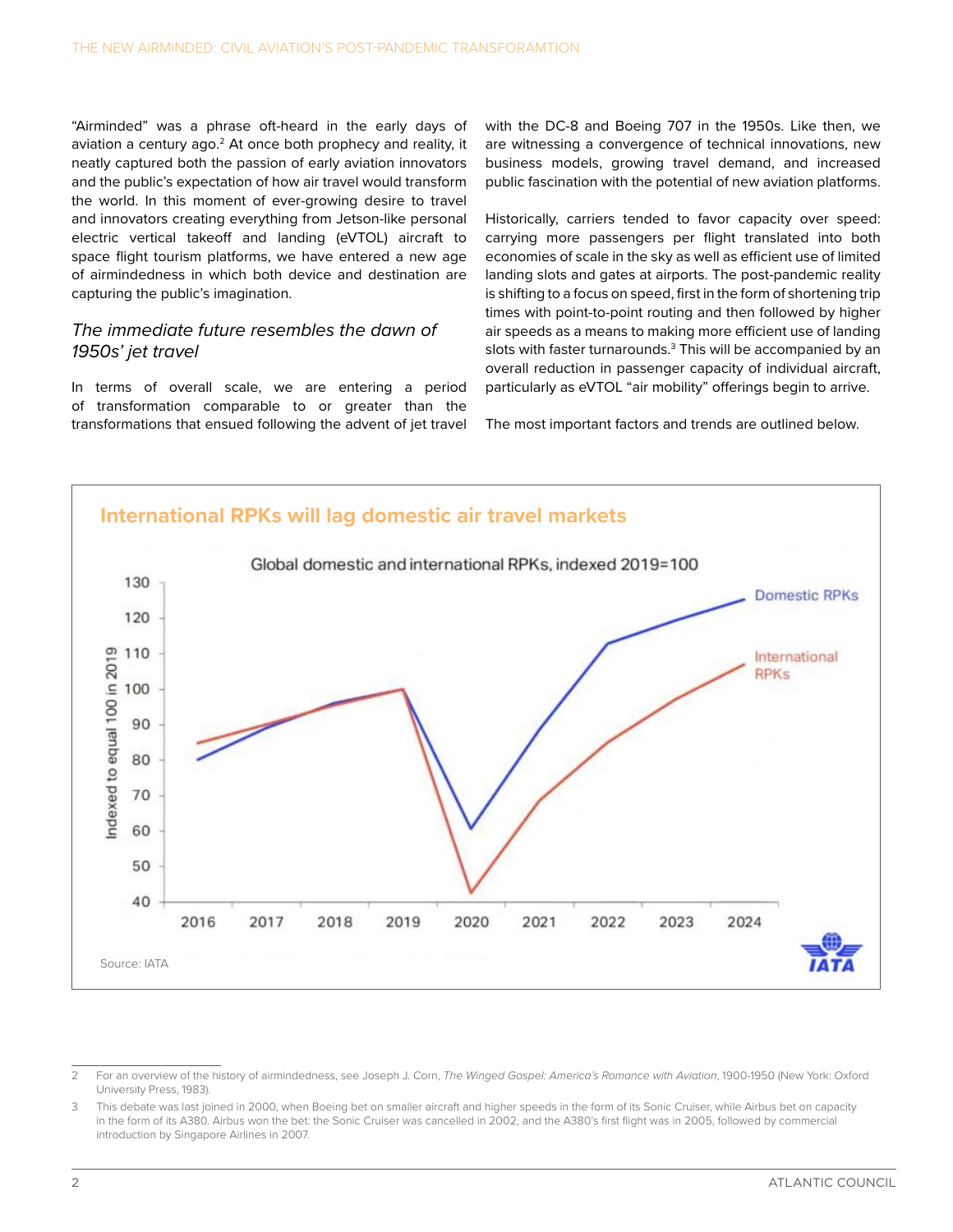"Airminded" was a phrase oft-heard in the early days of aviation a century ago.[2] At once both prophecy and reality, it neatly captured both the passion of early aviation innovators and the public's expectation of how air travel would transform the world. In this moment of ever-growing desire to travel and innovators creating everything from Jetson-like personal electric vertical takeoff and landing (eVTOL) aircraft to space flight tourism platforms, we have entered a new age of airmindedness in which both device and destination are capturing the public's imagination.

## *The immediate future resembles the dawn of 1950s' jet travel*

In terms of overall scale, we are entering a period of transformation comparable to or greater than the transformations that ensued following the advent of jet travel with the DC-8 and Boeing 707 in the 1950s. Like then, we are witnessing a convergence of technical innovations, new business models, growing travel demand, and increased public fascination with the potential of new aviation platforms.

Historically, carriers tended to favor capacity over speed: carrying more passengers per flight translated into both economies of scale in the sky as well as efficient use of limited landing slots and gates at airports. The post-pandemic reality is shifting to a focus on speed, first in the form of shortening trip times with point-to-point routing and then followed by higher air speeds as a means to making more efficient use of landing slots with faster turnarounds.[3] This will be accompanied by an overall reduction in passenger capacity of individual aircraft, particularly as eVTOL "air mobility" offerings begin to arrive.

The most important factors and trends are outlined below.

**International RPKs will lag domestic air travel markets**

Global domestic and international RPKs, indexed 2019=100

Source: IATA

---

2 For an overview of the history of airmindedness, see Joseph J. Corn, *The Winged Gospel: America's Romance with Aviation*, 1900-1950 (New York: Oxford University Press, 1983).

3 This debate was last joined in 2000, when Boeing bet on smaller aircraft and higher speeds in the form of its Sonic Cruiser, while Airbus bet on capacity in the form of its A380. Airbus won the bet: the Sonic Cruiser was cancelled in 2002, and the A380's first flight was in 2005, followed by commercial introduction by Singapore Airlines in 2007.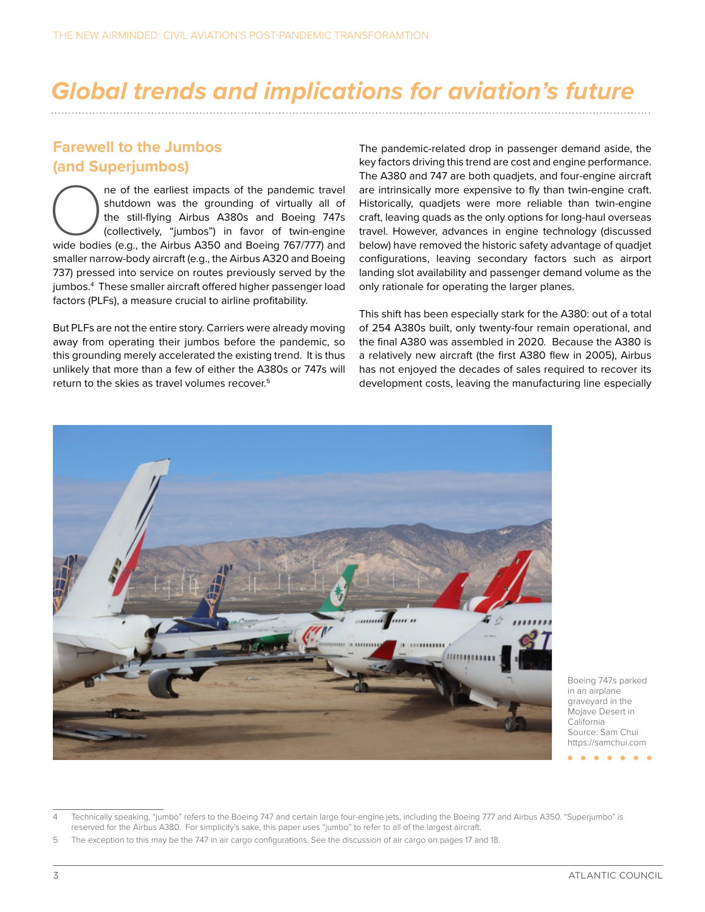# Global trends and implications for aviation's future

## Farewell to the Jumbos (and Superjumbos)

One of the earliest impacts of the pandemic travel shutdown was the grounding of virtually all of the still-flying Airbus A380s and Boeing 747s (collectively, "jumbos") in favor of twin-engine wide bodies (e.g., the Airbus A350 and Boeing 767/777) and smaller narrow-body aircraft (e.g., the Airbus A320 and Boeing 737) pressed into service on routes previously served by the jumbos.[4] These smaller aircraft offered higher passenger load factors (PLFs), a measure crucial to airline profitability.

But PLFs are not the entire story. Carriers were already moving away from operating their jumbos before the pandemic, so this grounding merely accelerated the existing trend. It is thus unlikely that more than a few of either the A380s or 747s will return to the skies as travel volumes recover.[5]

The pandemic-related drop in passenger demand aside, the key factors driving this trend are cost and engine performance. The A380 and 747 are both quadjets, and four-engine aircraft are intrinsically more expensive to fly than twin-engine craft. Historically, quadjets were more reliable than twin-engine craft, leaving quads as the only options for long-haul overseas travel. However, advances in engine technology (discussed below) have removed the historic safety advantage of quadjet configurations, leaving secondary factors such as airport landing slot availability and passenger demand volume as the only rationale for operating the larger planes.

This shift has been especially stark for the A380: out of a total of 254 A380s built, only twenty-four remain operational, and the final A380 was assembled in 2020. Because the A380 is a relatively new aircraft (the first A380 flew in 2005), Airbus has not enjoyed the decades of sales required to recover its development costs, leaving the manufacturing line especially

Boeing 747s parked in an airplane graveyard in the Mojave Desert in California
Source: Sam Chui
https://samchui.com

4 Technically speaking, "jumbo" refers to the Boeing 747 and certain large four-engine jets, including the Boeing 777 and Airbus A350. "Superjumbo" is reserved for the Airbus A380. For simplicity's sake, this paper uses "jumbo" to refer to all of the largest aircraft.

5 The exception to this may be the 747 in air cargo configurations. See the discussion of air cargo on pages 17 and 18.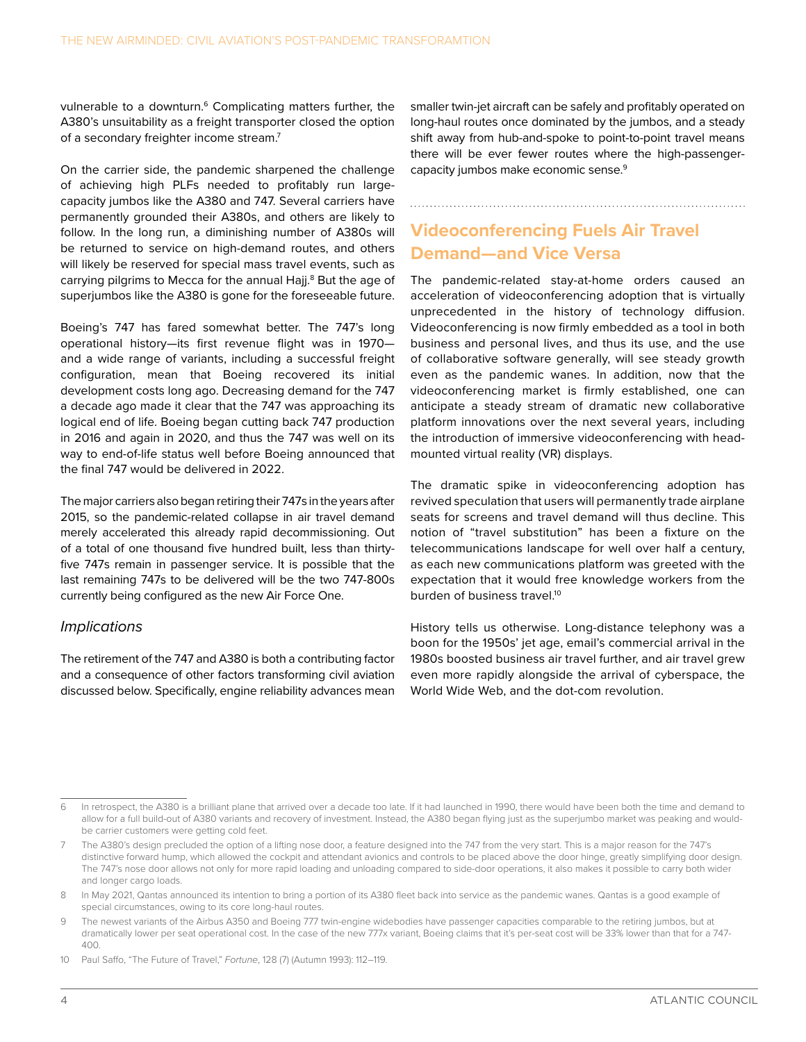vulnerable to a downturn.[6] Complicating matters further, the A380's unsuitability as a freight transporter closed the option of a secondary freighter income stream.[7]

On the carrier side, the pandemic sharpened the challenge of achieving high PLFs needed to profitably run large-capacity jumbos like the A380 and 747. Several carriers have permanently grounded their A380s, and others are likely to follow. In the long run, a diminishing number of A380s will be returned to service on high-demand routes, and others will likely be reserved for special mass travel events, such as carrying pilgrims to Mecca for the annual Hajj.[8] But the age of superjumbos like the A380 is gone for the foreseeable future.

Boeing's 747 has fared somewhat better. The 747's long operational history—its first revenue flight was in 1970—and a wide range of variants, including a successful freight configuration, mean that Boeing recovered its initial development costs long ago. Decreasing demand for the 747 a decade ago made it clear that the 747 was approaching its logical end of life. Boeing began cutting back 747 production in 2016 and again in 2020, and thus the 747 was well on its way to end-of-life status well before Boeing announced that the final 747 would be delivered in 2022.

The major carriers also began retiring their 747s in the years after 2015, so the pandemic-related collapse in air travel demand merely accelerated this already rapid decommissioning. Out of a total of one thousand five hundred built, less than thirty-five 747s remain in passenger service. It is possible that the last remaining 747s to be delivered will be the two 747-800s currently being configured as the new Air Force One.

### *Implications*

The retirement of the 747 and A380 is both a contributing factor and a consequence of other factors transforming civil aviation discussed below. Specifically, engine reliability advances mean smaller twin-jet aircraft can be safely and profitably operated on long-haul routes once dominated by the jumbos, and a steady shift away from hub-and-spoke to point-to-point travel means there will be ever fewer routes where the high-passenger-capacity jumbos make economic sense.[9]

## Videoconferencing Fuels Air Travel Demand—and Vice Versa

The pandemic-related stay-at-home orders caused an acceleration of videoconferencing adoption that is virtually unprecedented in the history of technology diffusion. Videoconferencing is now firmly embedded as a tool in both business and personal lives, and thus its use, and the use of collaborative software generally, will see steady growth even as the pandemic wanes. In addition, now that the videoconferencing market is firmly established, one can anticipate a steady stream of dramatic new collaborative platform innovations over the next several years, including the introduction of immersive videoconferencing with head-mounted virtual reality (VR) displays.

The dramatic spike in videoconferencing adoption has revived speculation that users will permanently trade airplane seats for screens and travel demand will thus decline. This notion of "travel substitution" has been a fixture on the telecommunications landscape for well over half a century, as each new communications platform was greeted with the expectation that it would free knowledge workers from the burden of business travel.[10]

History tells us otherwise. Long-distance telephony was a boon for the 1950s' jet age, email's commercial arrival in the 1980s boosted business air travel further, and air travel grew even more rapidly alongside the arrival of cyberspace, the World Wide Web, and the dot-com revolution.

---

6 In retrospect, the A380 is a brilliant plane that arrived over a decade too late. If it had launched in 1990, there would have been both the time and demand to allow for a full build-out of A380 variants and recovery of investment. Instead, the A380 began flying just as the superjumbo market was peaking and would-be carrier customers were getting cold feet.

7 The A380's design precluded the option of a lifting nose door, a feature designed into the 747 from the very start. This is a major reason for the 747's distinctive forward hump, which allowed the cockpit and attendant avionics and controls to be placed above the door hinge, greatly simplifying door design. The 747's nose door allows not only for more rapid loading and unloading compared to side-door operations, it also makes it possible to carry both wider and longer cargo loads.

8 In May 2021, Qantas announced its intention to bring a portion of its A380 fleet back into service as the pandemic wanes. Qantas is a good example of special circumstances, owing to its core long-haul routes.

9 The newest variants of the Airbus A350 and Boeing 777 twin-engine widebodies have passenger capacities comparable to the retiring jumbos, but at dramatically lower per seat operational cost. In the case of the new 777x variant, Boeing claims that it's per-seat cost will be 33% lower than that for a 747-400.

10 Paul Saffo, "The Future of Travel," *Fortune*, 128 (7) (Autumn 1993): 112–119.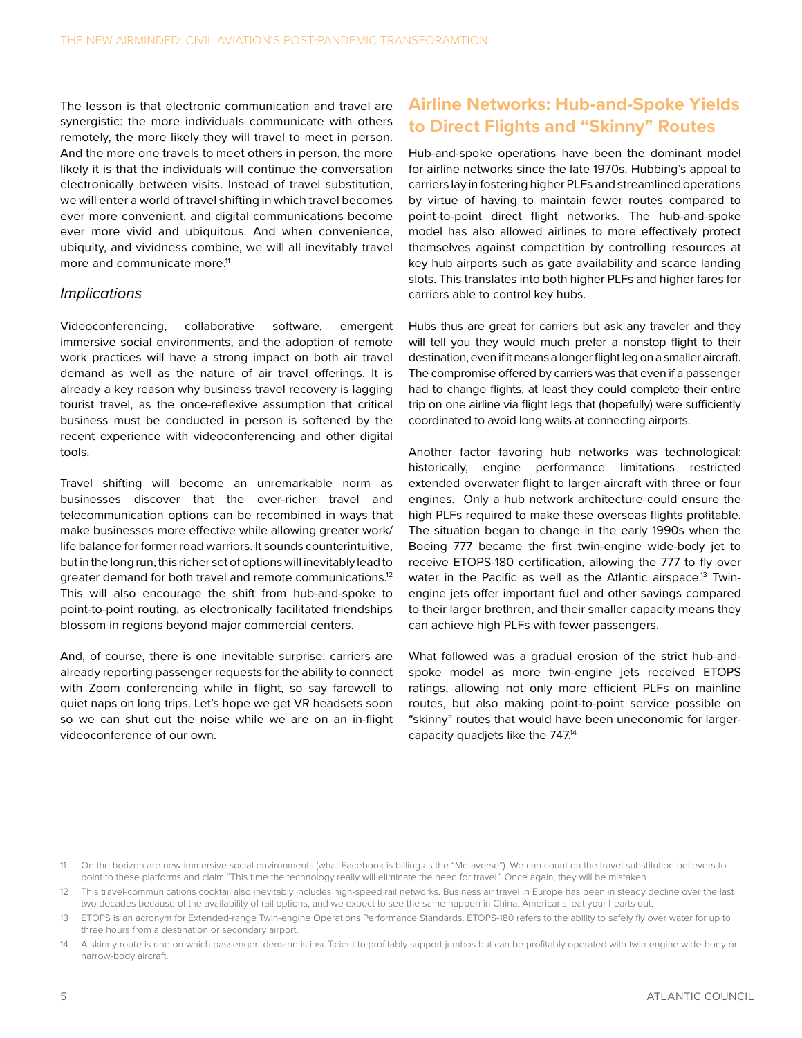The lesson is that electronic communication and travel are synergistic: the more individuals communicate with others remotely, the more likely they will travel to meet in person. And the more one travels to meet others in person, the more likely it is that the individuals will continue the conversation electronically between visits. Instead of travel substitution, we will enter a world of travel shifting in which travel becomes ever more convenient, and digital communications become ever more vivid and ubiquitous. And when convenience, ubiquity, and vividness combine, we will all inevitably travel more and communicate more.[11]

### *Implications*

Videoconferencing, collaborative software, emergent immersive social environments, and the adoption of remote work practices will have a strong impact on both air travel demand as well as the nature of air travel offerings. It is already a key reason why business travel recovery is lagging tourist travel, as the once-reflexive assumption that critical business must be conducted in person is softened by the recent experience with videoconferencing and other digital tools.

Travel shifting will become an unremarkable norm as businesses discover that the ever-richer travel and telecommunication options can be recombined in ways that make businesses more effective while allowing greater work/life balance for former road warriors. It sounds counterintuitive, but in the long run, this richer set of options will inevitably lead to greater demand for both travel and remote communications.[12] This will also encourage the shift from hub-and-spoke to point-to-point routing, as electronically facilitated friendships blossom in regions beyond major commercial centers.

And, of course, there is one inevitable surprise: carriers are already reporting passenger requests for the ability to connect with Zoom conferencing while in flight, so say farewell to quiet naps on long trips. Let's hope we get VR headsets soon so we can shut out the noise while we are on an in-flight videoconference of our own.

## Airline Networks: Hub-and-Spoke Yields to Direct Flights and "Skinny" Routes

Hub-and-spoke operations have been the dominant model for airline networks since the late 1970s. Hubbing's appeal to carriers lay in fostering higher PLFs and streamlined operations by virtue of having to maintain fewer routes compared to point-to-point direct flight networks. The hub-and-spoke model has also allowed airlines to more effectively protect themselves against competition by controlling resources at key hub airports such as gate availability and scarce landing slots. This translates into both higher PLFs and higher fares for carriers able to control key hubs.

Hubs thus are great for carriers but ask any traveler and they will tell you they would much prefer a nonstop flight to their destination, even if it means a longer flight leg on a smaller aircraft. The compromise offered by carriers was that even if a passenger had to change flights, at least they could complete their entire trip on one airline via flight legs that (hopefully) were sufficiently coordinated to avoid long waits at connecting airports.

Another factor favoring hub networks was technological: historically, engine performance limitations restricted extended overwater flight to larger aircraft with three or four engines. Only a hub network architecture could ensure the high PLFs required to make these overseas flights profitable. The situation began to change in the early 1990s when the Boeing 777 became the first twin-engine wide-body jet to receive ETOPS-180 certification, allowing the 777 to fly over water in the Pacific as well as the Atlantic airspace.[13] Twin-engine jets offer important fuel and other savings compared to their larger brethren, and their smaller capacity means they can achieve high PLFs with fewer passengers.

What followed was a gradual erosion of the strict hub-and-spoke model as more twin-engine jets received ETOPS ratings, allowing not only more efficient PLFs on mainline routes, but also making point-to-point service possible on "skinny" routes that would have been uneconomic for larger-capacity quadjets like the 747.[14]

---

11 On the horizon are new immersive social environments (what Facebook is billing as the "Metaverse"). We can count on the travel substitution believers to point to these platforms and claim "This time the technology really will eliminate the need for travel." Once again, they will be mistaken.

12 This travel-communications cocktail also inevitably includes high-speed rail networks. Business air travel in Europe has been in steady decline over the last two decades because of the availability of rail options, and we expect to see the same happen in China. Americans, eat your hearts out.

13 ETOPS is an acronym for Extended-range Twin-engine Operations Performance Standards. ETOPS-180 refers to the ability to safely fly over water for up to three hours from a destination or secondary airport.

14 A skinny route is one on which passenger demand is insufficient to profitably support jumbos but can be profitably operated with twin-engine wide-body or narrow-body aircraft.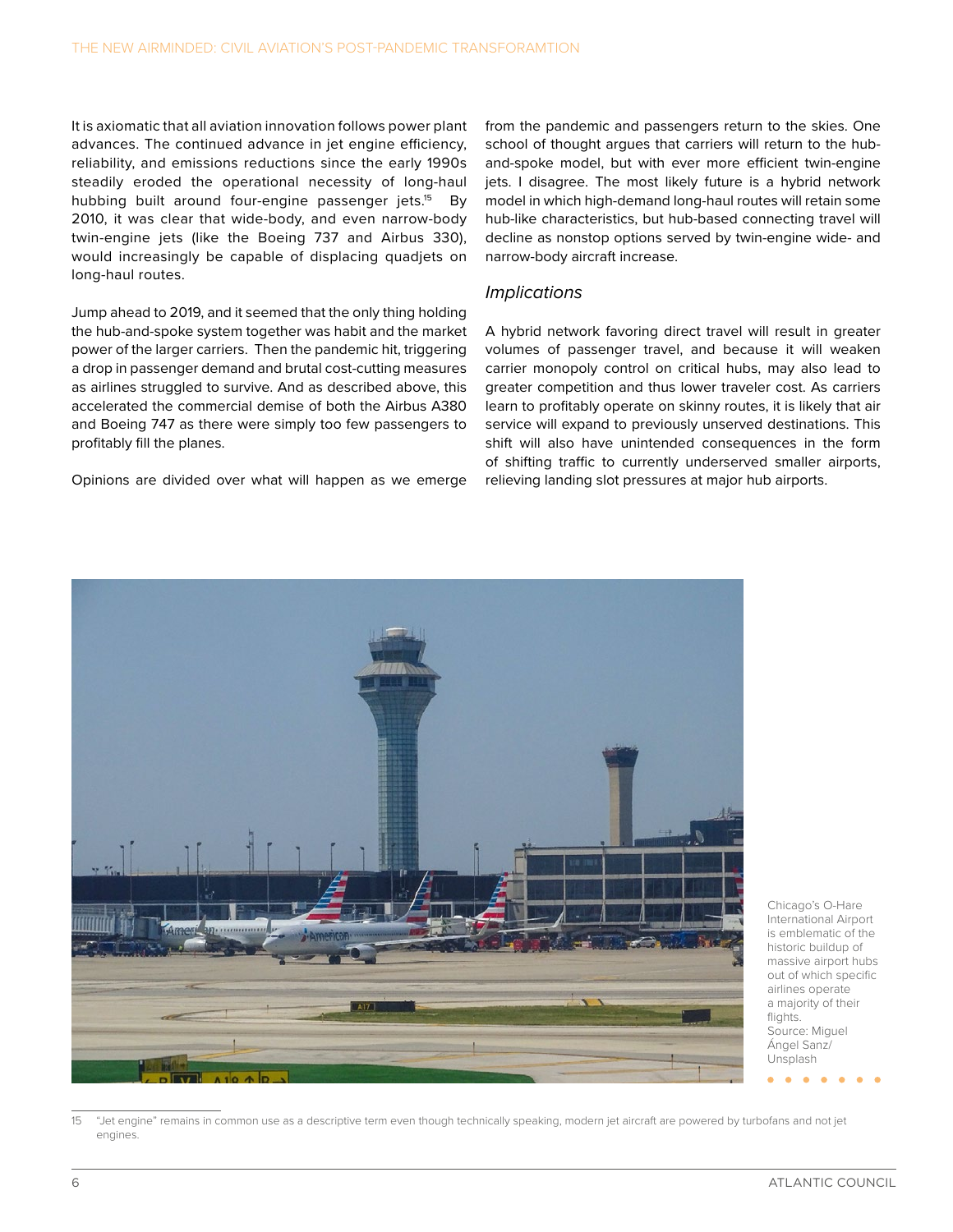It is axiomatic that all aviation innovation follows power plant advances. The continued advance in jet engine efficiency, reliability, and emissions reductions since the early 1990s steadily eroded the operational necessity of long-haul hubbing built around four-engine passenger jets.[15] By 2010, it was clear that wide-body, and even narrow-body twin-engine jets (like the Boeing 737 and Airbus 330), would increasingly be capable of displacing quadjets on long-haul routes.

Jump ahead to 2019, and it seemed that the only thing holding the hub-and-spoke system together was habit and the market power of the larger carriers. Then the pandemic hit, triggering a drop in passenger demand and brutal cost-cutting measures as airlines struggled to survive. And as described above, this accelerated the commercial demise of both the Airbus A380 and Boeing 747 as there were simply too few passengers to profitably fill the planes.

Opinions are divided over what will happen as we emerge from the pandemic and passengers return to the skies. One school of thought argues that carriers will return to the hub-and-spoke model, but with ever more efficient twin-engine jets. I disagree. The most likely future is a hybrid network model in which high-demand long-haul routes will retain some hub-like characteristics, but hub-based connecting travel will decline as nonstop options served by twin-engine wide- and narrow-body aircraft increase.

### *Implications*

A hybrid network favoring direct travel will result in greater volumes of passenger travel, and because it will weaken carrier monopoly control on critical hubs, may also lead to greater competition and thus lower traveler cost. As carriers learn to profitably operate on skinny routes, it is likely that air service will expand to previously unserved destinations. This shift will also have unintended consequences in the form of shifting traffic to currently underserved smaller airports, relieving landing slot pressures at major hub airports.

Chicago's O-Hare International Airport is emblematic of the historic buildup of massive airport hubs out of which specific airlines operate a majority of their flights. Source: Miguel Ángel Sanz/ Unsplash

15 "Jet engine" remains in common use as a descriptive term even though technically speaking, modern jet aircraft are powered by turbofans and not jet engines.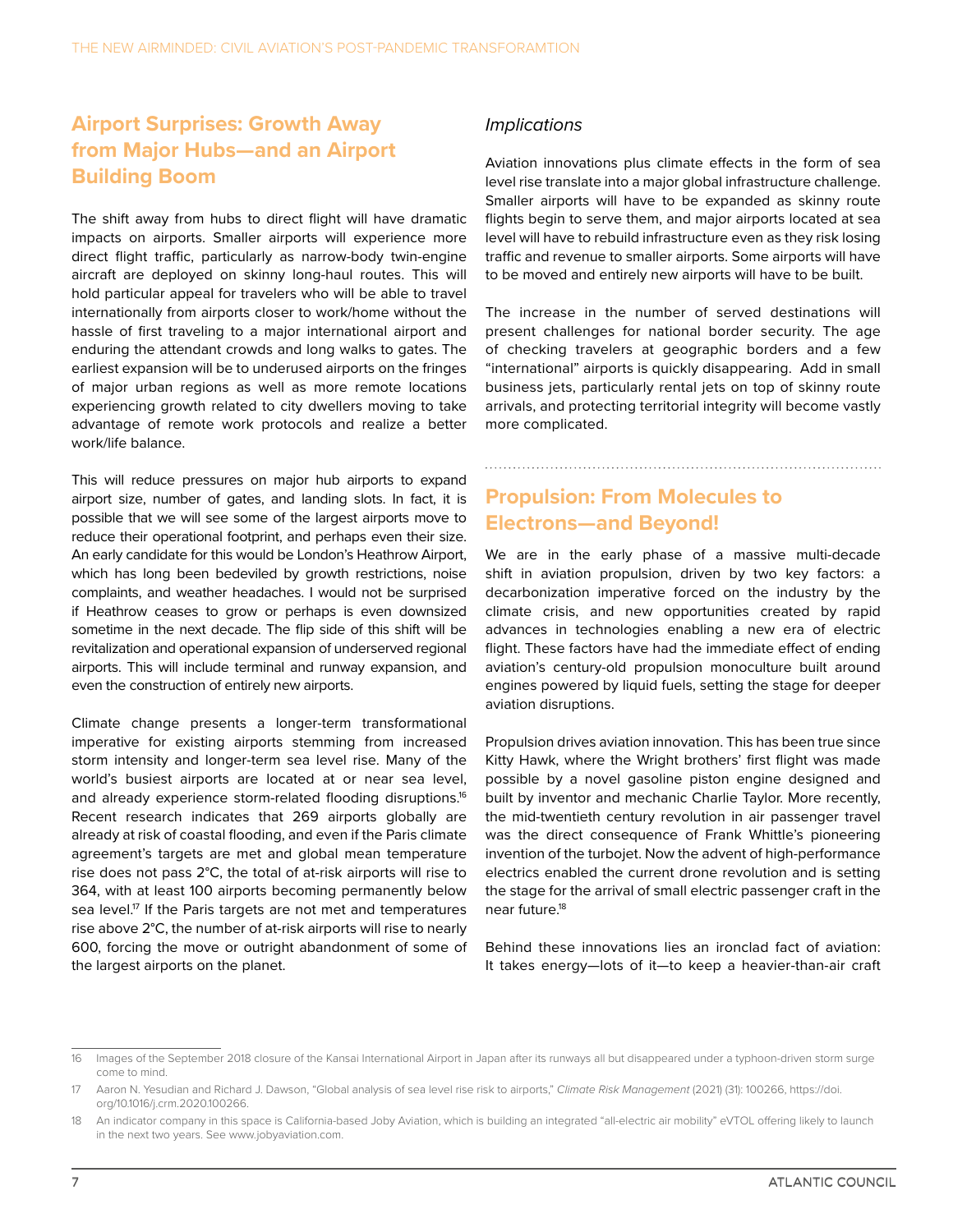## Airport Surprises: Growth Away from Major Hubs—and an Airport Building Boom

The shift away from hubs to direct flight will have dramatic impacts on airports. Smaller airports will experience more direct flight traffic, particularly as narrow-body twin-engine aircraft are deployed on skinny long-haul routes. This will hold particular appeal for travelers who will be able to travel internationally from airports closer to work/home without the hassle of first traveling to a major international airport and enduring the attendant crowds and long walks to gates. The earliest expansion will be to underused airports on the fringes of major urban regions as well as more remote locations experiencing growth related to city dwellers moving to take advantage of remote work protocols and realize a better work/life balance.

This will reduce pressures on major hub airports to expand airport size, number of gates, and landing slots. In fact, it is possible that we will see some of the largest airports move to reduce their operational footprint, and perhaps even their size. An early candidate for this would be London's Heathrow Airport, which has long been bedeviled by growth restrictions, noise complaints, and weather headaches. I would not be surprised if Heathrow ceases to grow or perhaps is even downsized sometime in the next decade. The flip side of this shift will be revitalization and operational expansion of underserved regional airports. This will include terminal and runway expansion, and even the construction of entirely new airports.

Climate change presents a longer-term transformational imperative for existing airports stemming from increased storm intensity and longer-term sea level rise. Many of the world's busiest airports are located at or near sea level, and already experience storm-related flooding disruptions.[16] Recent research indicates that 269 airports globally are already at risk of coastal flooding, and even if the Paris climate agreement's targets are met and global mean temperature rise does not pass 2°C, the total of at-risk airports will rise to 364, with at least 100 airports becoming permanently below sea level.[17] If the Paris targets are not met and temperatures rise above 2°C, the number of at-risk airports will rise to nearly 600, forcing the move or outright abandonment of some of the largest airports on the planet.

### *Implications*

Aviation innovations plus climate effects in the form of sea level rise translate into a major global infrastructure challenge. Smaller airports will have to be expanded as skinny route flights begin to serve them, and major airports located at sea level will have to rebuild infrastructure even as they risk losing traffic and revenue to smaller airports. Some airports will have to be moved and entirely new airports will have to be built.

The increase in the number of served destinations will present challenges for national border security. The age of checking travelers at geographic borders and a few "international" airports is quickly disappearing. Add in small business jets, particularly rental jets on top of skinny route arrivals, and protecting territorial integrity will become vastly more complicated.

## Propulsion: From Molecules to Electrons—and Beyond!

We are in the early phase of a massive multi-decade shift in aviation propulsion, driven by two key factors: a decarbonization imperative forced on the industry by the climate crisis, and new opportunities created by rapid advances in technologies enabling a new era of electric flight. These factors have had the immediate effect of ending aviation's century-old propulsion monoculture built around engines powered by liquid fuels, setting the stage for deeper aviation disruptions.

Propulsion drives aviation innovation. This has been true since Kitty Hawk, where the Wright brothers' first flight was made possible by a novel gasoline piston engine designed and built by inventor and mechanic Charlie Taylor. More recently, the mid-twentieth century revolution in air passenger travel was the direct consequence of Frank Whittle's pioneering invention of the turbojet. Now the advent of high-performance electrics enabled the current drone revolution and is setting the stage for the arrival of small electric passenger craft in the near future.[18]

Behind these innovations lies an ironclad fact of aviation: It takes energy—lots of it—to keep a heavier-than-air craft

---

16 Images of the September 2018 closure of the Kansai International Airport in Japan after its runways all but disappeared under a typhoon-driven storm surge come to mind.

17 Aaron N. Yesudian and Richard J. Dawson, "Global analysis of sea level rise risk to airports," *Climate Risk Management* (2021) (31): 100266, https://doi.org/10.1016/j.crm.2020.100266.

18 An indicator company in this space is California-based Joby Aviation, which is building an integrated "all-electric air mobility" eVTOL offering likely to launch in the next two years. See www.jobyaviation.com.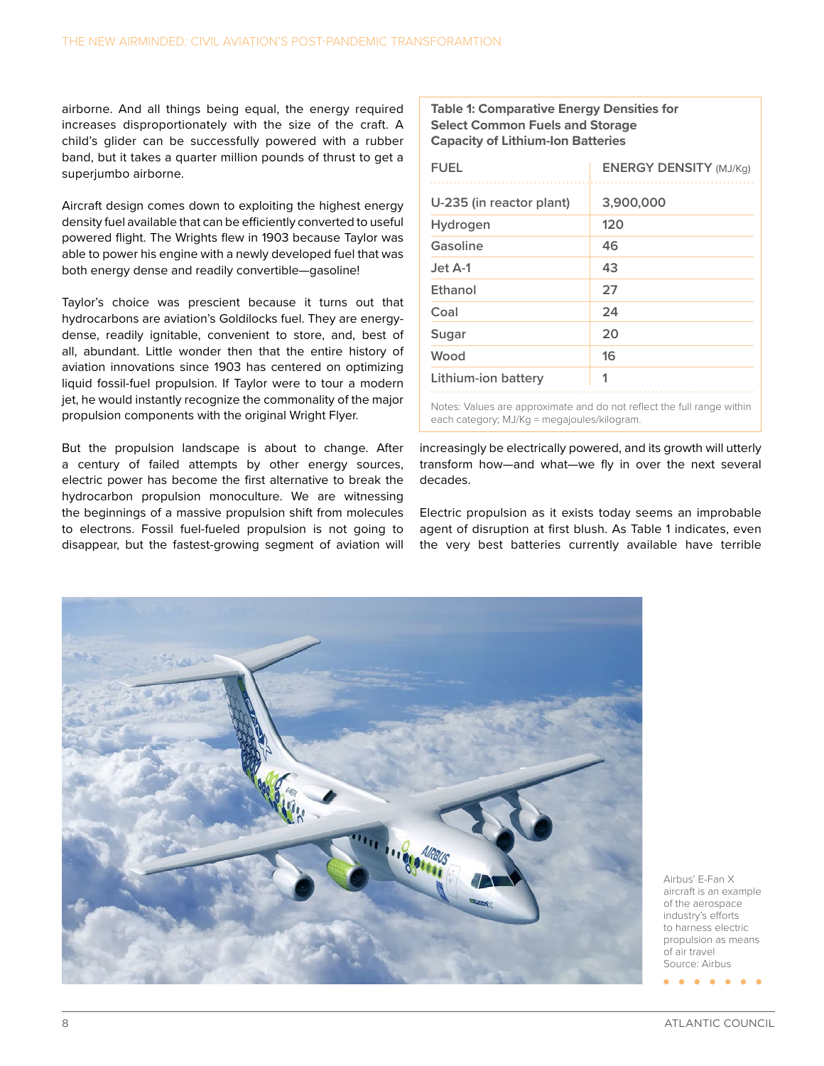airborne. And all things being equal, the energy required increases disproportionately with the size of the craft. A child's glider can be successfully powered with a rubber band, but it takes a quarter million pounds of thrust to get a superjumbo airborne.

Aircraft design comes down to exploiting the highest energy density fuel available that can be efficiently converted to useful powered flight. The Wrights flew in 1903 because Taylor was able to power his engine with a newly developed fuel that was both energy dense and readily convertible—gasoline!

Taylor's choice was prescient because it turns out that hydrocarbons are aviation's Goldilocks fuel. They are energy-dense, readily ignitable, convenient to store, and, best of all, abundant. Little wonder then that the entire history of aviation innovations since 1903 has centered on optimizing liquid fossil-fuel propulsion. If Taylor were to tour a modern jet, he would instantly recognize the commonality of the major propulsion components with the original Wright Flyer.

But the propulsion landscape is about to change. After a century of failed attempts by other energy sources, electric power has become the first alternative to break the hydrocarbon propulsion monoculture. We are witnessing the beginnings of a massive propulsion shift from molecules to electrons. Fossil fuel-fueled propulsion is not going to disappear, but the fastest-growing segment of aviation will increasingly be electrically powered, and its growth will utterly transform how—and what—we fly in over the next several decades.

**Table 1: Comparative Energy Densities for Select Common Fuels and Storage Capacity of Lithium-Ion Batteries**

| FUEL | ENERGY DENSITY (MJ/Kg) |
|---|---|
| U-235 (in reactor plant) | 3,900,000 |
| Hydrogen | 120 |
| Gasoline | 46 |
| Jet A-1 | 43 |
| Ethanol | 27 |
| Coal | 24 |
| Sugar | 20 |
| Wood | 16 |
| Lithium-ion battery | 1 |

Notes: Values are approximate and do not reflect the full range within each category; MJ/Kg = megajoules/kilogram.

Electric propulsion as it exists today seems an improbable agent of disruption at first blush. As Table 1 indicates, even the very best batteries currently available have terrible

Airbus' E-Fan X aircraft is an example of the aerospace industry's efforts to harness electric propulsion as means of air travel
Source: Airbus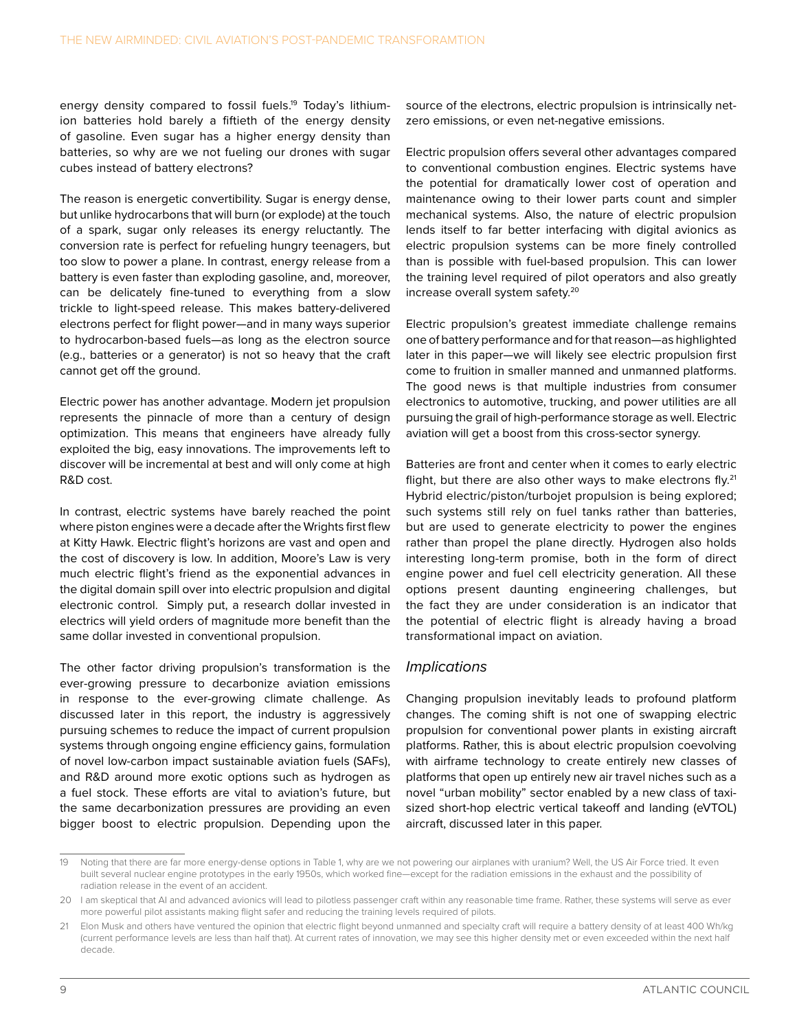energy density compared to fossil fuels.[19] Today's lithium-ion batteries hold barely a fiftieth of the energy density of gasoline. Even sugar has a higher energy density than batteries, so why are we not fueling our drones with sugar cubes instead of battery electrons?

The reason is energetic convertibility. Sugar is energy dense, but unlike hydrocarbons that will burn (or explode) at the touch of a spark, sugar only releases its energy reluctantly. The conversion rate is perfect for refueling hungry teenagers, but too slow to power a plane. In contrast, energy release from a battery is even faster than exploding gasoline, and, moreover, can be delicately fine-tuned to everything from a slow trickle to light-speed release. This makes battery-delivered electrons perfect for flight power—and in many ways superior to hydrocarbon-based fuels—as long as the electron source (e.g., batteries or a generator) is not so heavy that the craft cannot get off the ground.

Electric power has another advantage. Modern jet propulsion represents the pinnacle of more than a century of design optimization. This means that engineers have already fully exploited the big, easy innovations. The improvements left to discover will be incremental at best and will only come at high R&D cost.

In contrast, electric systems have barely reached the point where piston engines were a decade after the Wrights first flew at Kitty Hawk. Electric flight's horizons are vast and open and the cost of discovery is low. In addition, Moore's Law is very much electric flight's friend as the exponential advances in the digital domain spill over into electric propulsion and digital electronic control. Simply put, a research dollar invested in electrics will yield orders of magnitude more benefit than the same dollar invested in conventional propulsion.

The other factor driving propulsion's transformation is the ever-growing pressure to decarbonize aviation emissions in response to the ever-growing climate challenge. As discussed later in this report, the industry is aggressively pursuing schemes to reduce the impact of current propulsion systems through ongoing engine efficiency gains, formulation of novel low-carbon impact sustainable aviation fuels (SAFs), and R&D around more exotic options such as hydrogen as a fuel stock. These efforts are vital to aviation's future, but the same decarbonization pressures are providing an even bigger boost to electric propulsion. Depending upon the source of the electrons, electric propulsion is intrinsically net-zero emissions, or even net-negative emissions.

Electric propulsion offers several other advantages compared to conventional combustion engines. Electric systems have the potential for dramatically lower cost of operation and maintenance owing to their lower parts count and simpler mechanical systems. Also, the nature of electric propulsion lends itself to far better interfacing with digital avionics as electric propulsion systems can be more finely controlled than is possible with fuel-based propulsion. This can lower the training level required of pilot operators and also greatly increase overall system safety.[20]

Electric propulsion's greatest immediate challenge remains one of battery performance and for that reason—as highlighted later in this paper—we will likely see electric propulsion first come to fruition in smaller manned and unmanned platforms. The good news is that multiple industries from consumer electronics to automotive, trucking, and power utilities are all pursuing the grail of high-performance storage as well. Electric aviation will get a boost from this cross-sector synergy.

Batteries are front and center when it comes to early electric flight, but there are also other ways to make electrons fly.[21] Hybrid electric/piston/turbojet propulsion is being explored; such systems still rely on fuel tanks rather than batteries, but are used to generate electricity to power the engines rather than propel the plane directly. Hydrogen also holds interesting long-term promise, both in the form of direct engine power and fuel cell electricity generation. All these options present daunting engineering challenges, but the fact they are under consideration is an indicator that the potential of electric flight is already having a broad transformational impact on aviation.

## *Implications*

Changing propulsion inevitably leads to profound platform changes. The coming shift is not one of swapping electric propulsion for conventional power plants in existing aircraft platforms. Rather, this is about electric propulsion coevolving with airframe technology to create entirely new classes of platforms that open up entirely new air travel niches such as a novel "urban mobility" sector enabled by a new class of taxi-sized short-hop electric vertical takeoff and landing (eVTOL) aircraft, discussed later in this paper.

---

19 Noting that there are far more energy-dense options in Table 1, why are we not powering our airplanes with uranium? Well, the US Air Force tried. It even built several nuclear engine prototypes in the early 1950s, which worked fine—except for the radiation emissions in the exhaust and the possibility of radiation release in the event of an accident.

20 I am skeptical that AI and advanced avionics will lead to pilotless passenger craft within any reasonable time frame. Rather, these systems will serve as ever more powerful pilot assistants making flight safer and reducing the training levels required of pilots.

21 Elon Musk and others have ventured the opinion that electric flight beyond unmanned and specialty craft will require a battery density of at least 400 Wh/kg (current performance levels are less than half that). At current rates of innovation, we may see this higher density met or even exceeded within the next half decade.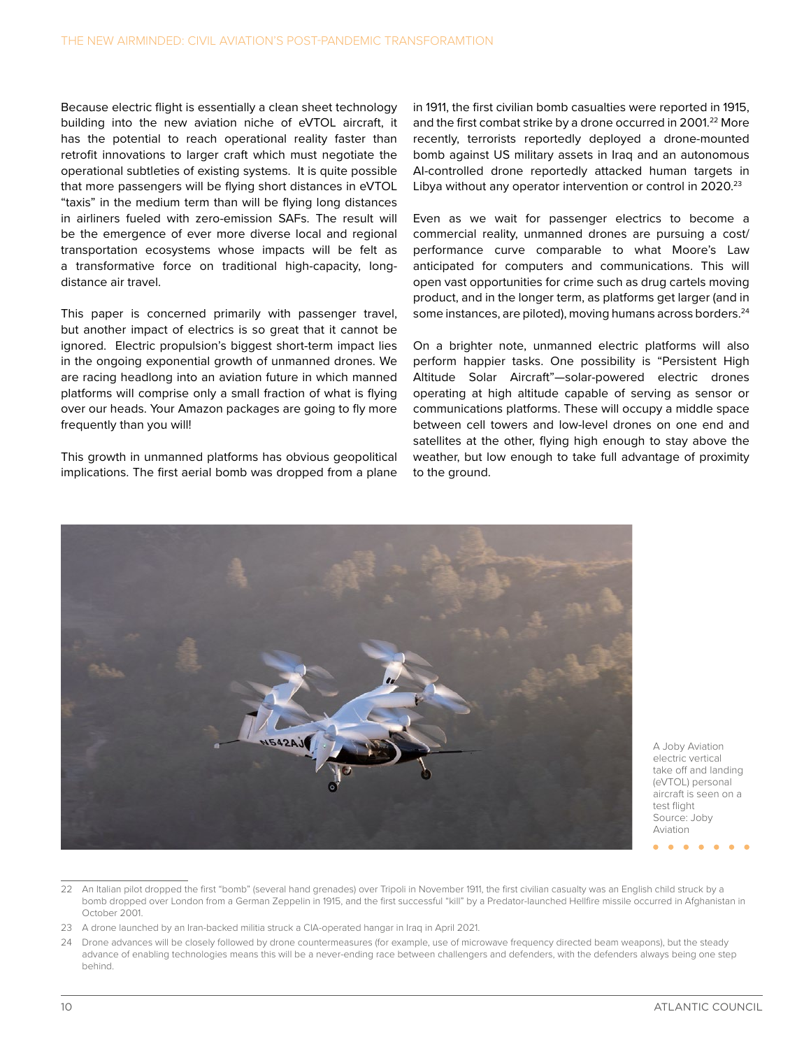Because electric flight is essentially a clean sheet technology building into the new aviation niche of eVTOL aircraft, it has the potential to reach operational reality faster than retrofit innovations to larger craft which must negotiate the operational subtleties of existing systems. It is quite possible that more passengers will be flying short distances in eVTOL "taxis" in the medium term than will be flying long distances in airliners fueled with zero-emission SAFs. The result will be the emergence of ever more diverse local and regional transportation ecosystems whose impacts will be felt as a transformative force on traditional high-capacity, long-distance air travel.

This paper is concerned primarily with passenger travel, but another impact of electrics is so great that it cannot be ignored. Electric propulsion's biggest short-term impact lies in the ongoing exponential growth of unmanned drones. We are racing headlong into an aviation future in which manned platforms will comprise only a small fraction of what is flying over our heads. Your Amazon packages are going to fly more frequently than you will!

This growth in unmanned platforms has obvious geopolitical implications. The first aerial bomb was dropped from a plane in 1911, the first civilian bomb casualties were reported in 1915, and the first combat strike by a drone occurred in 2001.[22] More recently, terrorists reportedly deployed a drone-mounted bomb against US military assets in Iraq and an autonomous AI-controlled drone reportedly attacked human targets in Libya without any operator intervention or control in 2020.[23]

Even as we wait for passenger electrics to become a commercial reality, unmanned drones are pursuing a cost/performance curve comparable to what Moore's Law anticipated for computers and communications. This will open vast opportunities for crime such as drug cartels moving product, and in the longer term, as platforms get larger (and in some instances, are piloted), moving humans across borders.[24]

On a brighter note, unmanned electric platforms will also perform happier tasks. One possibility is "Persistent High Altitude Solar Aircraft"—solar-powered electric drones operating at high altitude capable of serving as sensor or communications platforms. These will occupy a middle space between cell towers and low-level drones on one end and satellites at the other, flying high enough to stay above the weather, but low enough to take full advantage of proximity to the ground.

A Joby Aviation electric vertical take off and landing (eVTOL) personal aircraft is seen on a test flight
Source: Joby Aviation

22 An Italian pilot dropped the first "bomb" (several hand grenades) over Tripoli in November 1911, the first civilian casualty was an English child struck by a bomb dropped over London from a German Zeppelin in 1915, and the first successful "kill" by a Predator-launched Hellfire missile occurred in Afghanistan in October 2001.

23 A drone launched by an Iran-backed militia struck a CIA-operated hangar in Iraq in April 2021.

24 Drone advances will be closely followed by drone countermeasures (for example, use of microwave frequency directed beam weapons), but the steady advance of enabling technologies means this will be a never-ending race between challengers and defenders, with the defenders always being one step behind.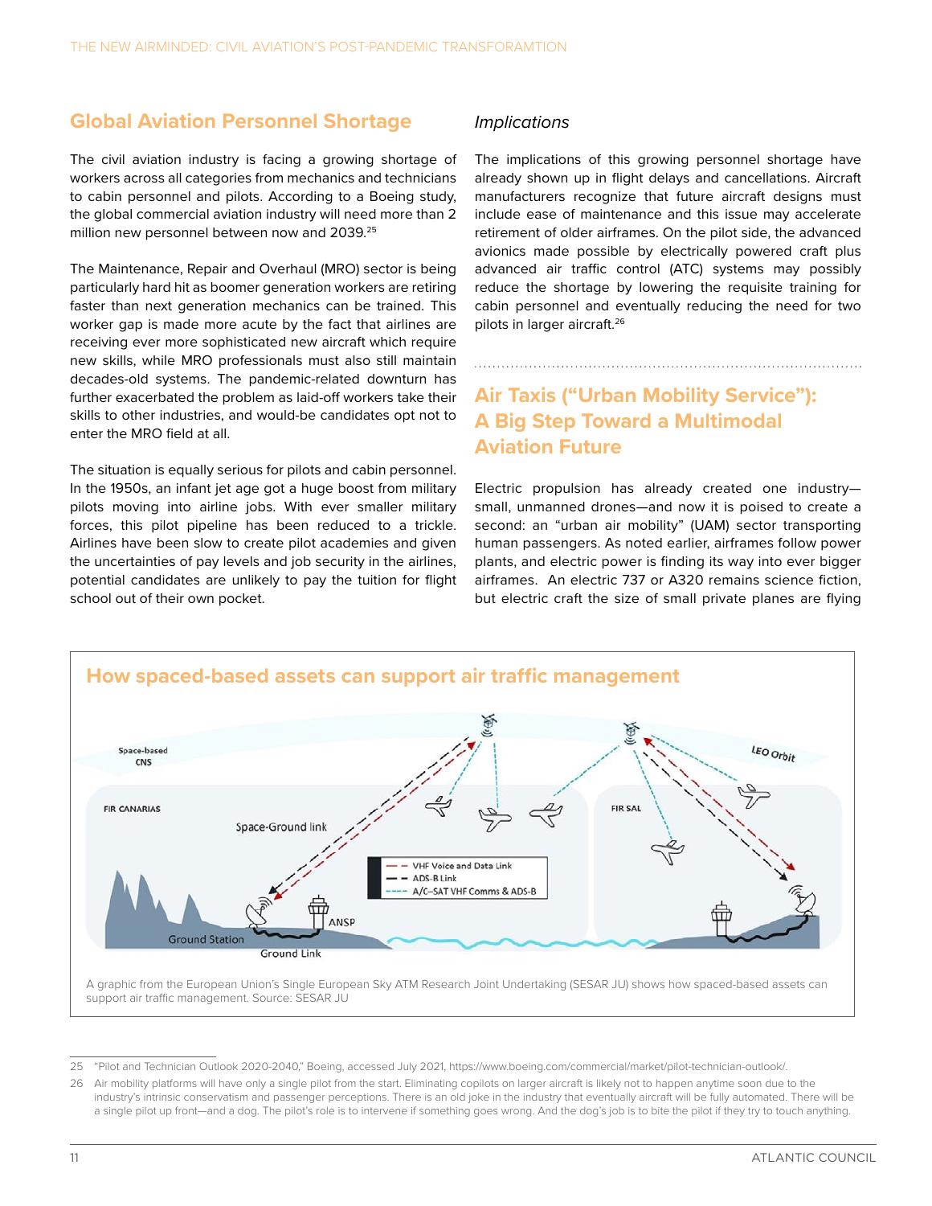## Global Aviation Personnel Shortage

The civil aviation industry is facing a growing shortage of workers across all categories from mechanics and technicians to cabin personnel and pilots. According to a Boeing study, the global commercial aviation industry will need more than 2 million new personnel between now and 2039.[25]

The Maintenance, Repair and Overhaul (MRO) sector is being particularly hard hit as boomer generation workers are retiring faster than next generation mechanics can be trained. This worker gap is made more acute by the fact that airlines are receiving ever more sophisticated new aircraft which require new skills, while MRO professionals must also still maintain decades-old systems. The pandemic-related downturn has further exacerbated the problem as laid-off workers take their skills to other industries, and would-be candidates opt not to enter the MRO field at all.

The situation is equally serious for pilots and cabin personnel. In the 1950s, an infant jet age got a huge boost from military pilots moving into airline jobs. With ever smaller military forces, this pilot pipeline has been reduced to a trickle. Airlines have been slow to create pilot academies and given the uncertainties of pay levels and job security in the airlines, potential candidates are unlikely to pay the tuition for flight school out of their own pocket.

### *Implications*

The implications of this growing personnel shortage have already shown up in flight delays and cancellations. Aircraft manufacturers recognize that future aircraft designs must include ease of maintenance and this issue may accelerate retirement of older airframes. On the pilot side, the advanced avionics made possible by electrically powered craft plus advanced air traffic control (ATC) systems may possibly reduce the shortage by lowering the requisite training for cabin personnel and eventually reducing the need for two pilots in larger aircraft.[26]

## Air Taxis ("Urban Mobility Service"): A Big Step Toward a Multimodal Aviation Future

Electric propulsion has already created one industry—small, unmanned drones—and now it is poised to create a second: an "urban air mobility" (UAM) sector transporting human passengers. As noted earlier, airframes follow power plants, and electric power is finding its way into ever bigger airframes. An electric 737 or A320 remains science fiction, but electric craft the size of small private planes are flying

### How spaced-based assets can support air traffic management

A graphic from the European Union's Single European Sky ATM Research Joint Undertaking (SESAR JU) shows how spaced-based assets can support air traffic management. Source: SESAR JU

---

25 "Pilot and Technician Outlook 2020-2040," Boeing, accessed July 2021, https://www.boeing.com/commercial/market/pilot-technician-outlook/.

26 Air mobility platforms will have only a single pilot from the start. Eliminating copilots on larger aircraft is likely not to happen anytime soon due to the industry's intrinsic conservatism and passenger perceptions. There is an old joke in the industry that eventually aircraft will be fully automated. There will be a single pilot up front—and a dog. The pilot's role is to intervene if something goes wrong. And the dog's job is to bite the pilot if they try to touch anything.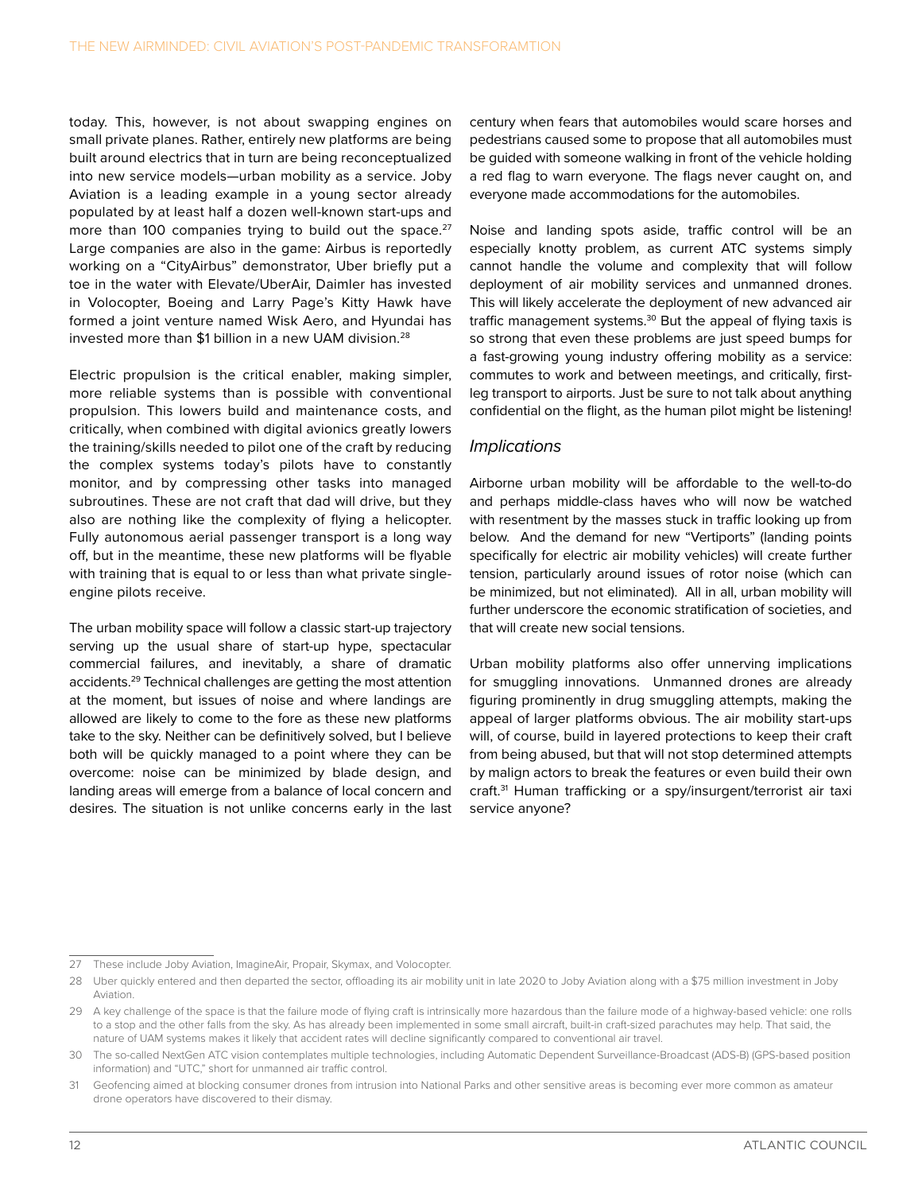today. This, however, is not about swapping engines on small private planes. Rather, entirely new platforms are being built around electrics that in turn are being reconceptualized into new service models—urban mobility as a service. Joby Aviation is a leading example in a young sector already populated by at least half a dozen well-known start-ups and more than 100 companies trying to build out the space.[27] Large companies are also in the game: Airbus is reportedly working on a "CityAirbus" demonstrator, Uber briefly put a toe in the water with Elevate/UberAir, Daimler has invested in Volocopter, Boeing and Larry Page's Kitty Hawk have formed a joint venture named Wisk Aero, and Hyundai has invested more than $1 billion in a new UAM division.[28]

Electric propulsion is the critical enabler, making simpler, more reliable systems than is possible with conventional propulsion. This lowers build and maintenance costs, and critically, when combined with digital avionics greatly lowers the training/skills needed to pilot one of the craft by reducing the complex systems today's pilots have to constantly monitor, and by compressing other tasks into managed subroutines. These are not craft that dad will drive, but they also are nothing like the complexity of flying a helicopter. Fully autonomous aerial passenger transport is a long way off, but in the meantime, these new platforms will be flyable with training that is equal to or less than what private single-engine pilots receive.

The urban mobility space will follow a classic start-up trajectory serving up the usual share of start-up hype, spectacular commercial failures, and inevitably, a share of dramatic accidents.[29] Technical challenges are getting the most attention at the moment, but issues of noise and where landings are allowed are likely to come to the fore as these new platforms take to the sky. Neither can be definitively solved, but I believe both will be quickly managed to a point where they can be overcome: noise can be minimized by blade design, and landing areas will emerge from a balance of local concern and desires. The situation is not unlike concerns early in the last century when fears that automobiles would scare horses and pedestrians caused some to propose that all automobiles must be guided with someone walking in front of the vehicle holding a red flag to warn everyone. The flags never caught on, and everyone made accommodations for the automobiles.

Noise and landing spots aside, traffic control will be an especially knotty problem, as current ATC systems simply cannot handle the volume and complexity that will follow deployment of air mobility services and unmanned drones. This will likely accelerate the deployment of new advanced air traffic management systems.[30] But the appeal of flying taxis is so strong that even these problems are just speed bumps for a fast-growing young industry offering mobility as a service: commutes to work and between meetings, and critically, first-leg transport to airports. Just be sure to not talk about anything confidential on the flight, as the human pilot might be listening!

### *Implications*

Airborne urban mobility will be affordable to the well-to-do and perhaps middle-class haves who will now be watched with resentment by the masses stuck in traffic looking up from below. And the demand for new "Vertiports" (landing points specifically for electric air mobility vehicles) will create further tension, particularly around issues of rotor noise (which can be minimized, but not eliminated). All in all, urban mobility will further underscore the economic stratification of societies, and that will create new social tensions.

Urban mobility platforms also offer unnerving implications for smuggling innovations. Unmanned drones are already figuring prominently in drug smuggling attempts, making the appeal of larger platforms obvious. The air mobility start-ups will, of course, build in layered protections to keep their craft from being abused, but that will not stop determined attempts by malign actors to break the features or even build their own craft.[31] Human trafficking or a spy/insurgent/terrorist air taxi service anyone?

---

27 These include Joby Aviation, ImagineAir, Propair, Skymax, and Volocopter.

28 Uber quickly entered and then departed the sector, offloading its air mobility unit in late 2020 to Joby Aviation along with a $75 million investment in Joby Aviation.

29 A key challenge of the space is that the failure mode of flying craft is intrinsically more hazardous than the failure mode of a highway-based vehicle: one rolls to a stop and the other falls from the sky. As has already been implemented in some small aircraft, built-in craft-sized parachutes may help. That said, the nature of UAM systems makes it likely that accident rates will decline significantly compared to conventional air travel.

30 The so-called NextGen ATC vision contemplates multiple technologies, including Automatic Dependent Surveillance-Broadcast (ADS-B) (GPS-based position information) and "UTC," short for unmanned air traffic control.

31 Geofencing aimed at blocking consumer drones from intrusion into National Parks and other sensitive areas is becoming ever more common as amateur drone operators have discovered to their dismay.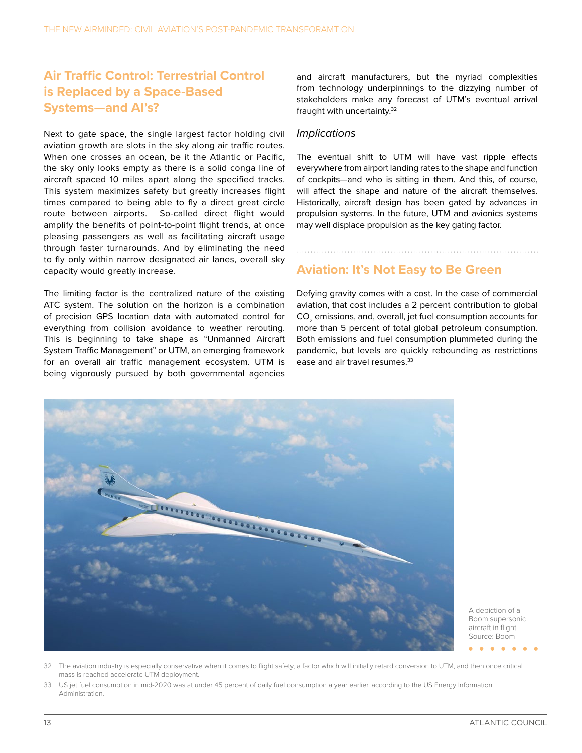## Air Traffic Control: Terrestrial Control is Replaced by a Space-Based Systems—and AI's?

Next to gate space, the single largest factor holding civil aviation growth are slots in the sky along air traffic routes. When one crosses an ocean, be it the Atlantic or Pacific, the sky only looks empty as there is a solid conga line of aircraft spaced 10 miles apart along the specified tracks. This system maximizes safety but greatly increases flight times compared to being able to fly a direct great circle route between airports. So-called direct flight would amplify the benefits of point-to-point flight trends, at once pleasing passengers as well as facilitating aircraft usage through faster turnarounds. And by eliminating the need to fly only within narrow designated air lanes, overall sky capacity would greatly increase.

The limiting factor is the centralized nature of the existing ATC system. The solution on the horizon is a combination of precision GPS location data with automated control for everything from collision avoidance to weather rerouting. This is beginning to take shape as "Unmanned Aircraft System Traffic Management" or UTM, an emerging framework for an overall air traffic management ecosystem. UTM is being vigorously pursued by both governmental agencies and aircraft manufacturers, but the myriad complexities from technology underpinnings to the dizzying number of stakeholders make any forecast of UTM's eventual arrival fraught with uncertainty.[32]

### *Implications*

The eventual shift to UTM will have vast ripple effects everywhere from airport landing rates to the shape and function of cockpits—and who is sitting in them. And this, of course, will affect the shape and nature of the aircraft themselves. Historically, aircraft design has been gated by advances in propulsion systems. In the future, UTM and avionics systems may well displace propulsion as the key gating factor.

## Aviation: It's Not Easy to Be Green

Defying gravity comes with a cost. In the case of commercial aviation, that cost includes a 2 percent contribution to global $CO_2$ emissions, and, overall, jet fuel consumption accounts for more than 5 percent of total global petroleum consumption. Both emissions and fuel consumption plummeted during the pandemic, but levels are quickly rebounding as restrictions ease and air travel resumes.[33]

A depiction of a Boom supersonic aircraft in flight. Source: Boom

---

32 The aviation industry is especially conservative when it comes to flight safety, a factor which will initially retard conversion to UTM, and then once critical mass is reached accelerate UTM deployment.

33 US jet fuel consumption in mid-2020 was at under 45 percent of daily fuel consumption a year earlier, according to the US Energy Information Administration.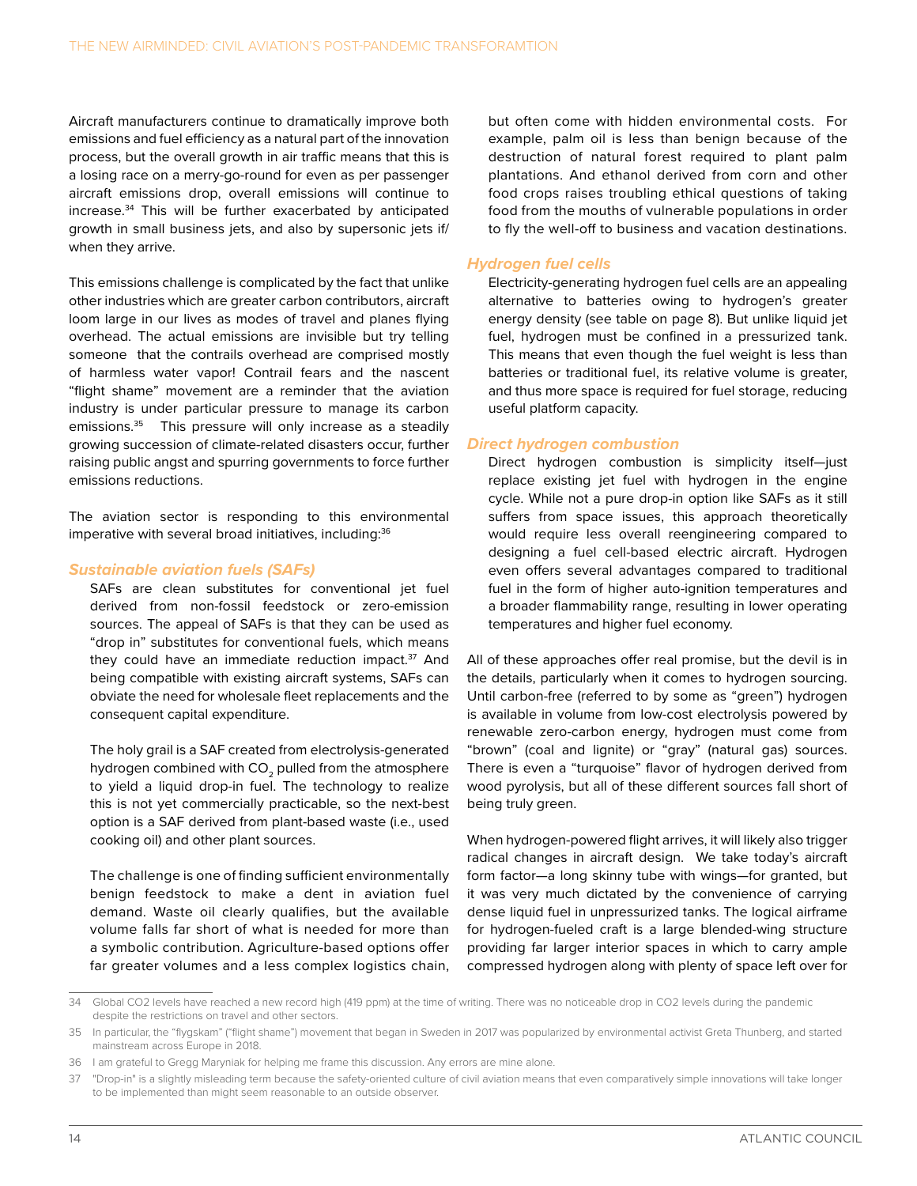Aircraft manufacturers continue to dramatically improve both emissions and fuel efficiency as a natural part of the innovation process, but the overall growth in air traffic means that this is a losing race on a merry-go-round for even as per passenger aircraft emissions drop, overall emissions will continue to increase.[34] This will be further exacerbated by anticipated growth in small business jets, and also by supersonic jets if/when they arrive.

This emissions challenge is complicated by the fact that unlike other industries which are greater carbon contributors, aircraft loom large in our lives as modes of travel and planes flying overhead. The actual emissions are invisible but try telling someone that the contrails overhead are comprised mostly of harmless water vapor! Contrail fears and the nascent "flight shame" movement are a reminder that the aviation industry is under particular pressure to manage its carbon emissions.[35] This pressure will only increase as a steadily growing succession of climate-related disasters occur, further raising public angst and spurring governments to force further emissions reductions.

The aviation sector is responding to this environmental imperative with several broad initiatives, including:[36]

### *Sustainable aviation fuels (SAFs)*

SAFs are clean substitutes for conventional jet fuel derived from non-fossil feedstock or zero-emission sources. The appeal of SAFs is that they can be used as "drop in" substitutes for conventional fuels, which means they could have an immediate reduction impact.[37] And being compatible with existing aircraft systems, SAFs can obviate the need for wholesale fleet replacements and the consequent capital expenditure.

The holy grail is a SAF created from electrolysis-generated hydrogen combined with $CO_2$ pulled from the atmosphere to yield a liquid drop-in fuel. The technology to realize this is not yet commercially practicable, so the next-best option is a SAF derived from plant-based waste (i.e., used cooking oil) and other plant sources.

The challenge is one of finding sufficient environmentally benign feedstock to make a dent in aviation fuel demand. Waste oil clearly qualifies, but the available volume falls far short of what is needed for more than a symbolic contribution. Agriculture-based options offer far greater volumes and a less complex logistics chain, but often come with hidden environmental costs. For example, palm oil is less than benign because of the destruction of natural forest required to plant palm plantations. And ethanol derived from corn and other food crops raises troubling ethical questions of taking food from the mouths of vulnerable populations in order to fly the well-off to business and vacation destinations.

### *Hydrogen fuel cells*

Electricity-generating hydrogen fuel cells are an appealing alternative to batteries owing to hydrogen's greater energy density (see table on page 8). But unlike liquid jet fuel, hydrogen must be confined in a pressurized tank. This means that even though the fuel weight is less than batteries or traditional fuel, its relative volume is greater, and thus more space is required for fuel storage, reducing useful platform capacity.

### *Direct hydrogen combustion*

Direct hydrogen combustion is simplicity itself—just replace existing jet fuel with hydrogen in the engine cycle. While not a pure drop-in option like SAFs as it still suffers from space issues, this approach theoretically would require less overall reengineering compared to designing a fuel cell-based electric aircraft. Hydrogen even offers several advantages compared to traditional fuel in the form of higher auto-ignition temperatures and a broader flammability range, resulting in lower operating temperatures and higher fuel economy.

All of these approaches offer real promise, but the devil is in the details, particularly when it comes to hydrogen sourcing. Until carbon-free (referred to by some as "green") hydrogen is available in volume from low-cost electrolysis powered by renewable zero-carbon energy, hydrogen must come from "brown" (coal and lignite) or "gray" (natural gas) sources. There is even a "turquoise" flavor of hydrogen derived from wood pyrolysis, but all of these different sources fall short of being truly green.

When hydrogen-powered flight arrives, it will likely also trigger radical changes in aircraft design. We take today's aircraft form factor—a long skinny tube with wings—for granted, but it was very much dictated by the convenience of carrying dense liquid fuel in unpressurized tanks. The logical airframe for hydrogen-fueled craft is a large blended-wing structure providing far larger interior spaces in which to carry ample compressed hydrogen along with plenty of space left over for

---

34 Global CO2 levels have reached a new record high (419 ppm) at the time of writing. There was no noticeable drop in CO2 levels during the pandemic despite the restrictions on travel and other sectors.

35 In particular, the "flygskam" ("flight shame") movement that began in Sweden in 2017 was popularized by environmental activist Greta Thunberg, and started mainstream across Europe in 2018.

36 I am grateful to Gregg Maryniak for helping me frame this discussion. Any errors are mine alone.

37 "Drop-in" is a slightly misleading term because the safety-oriented culture of civil aviation means that even comparatively simple innovations will take longer to be implemented than might seem reasonable to an outside observer.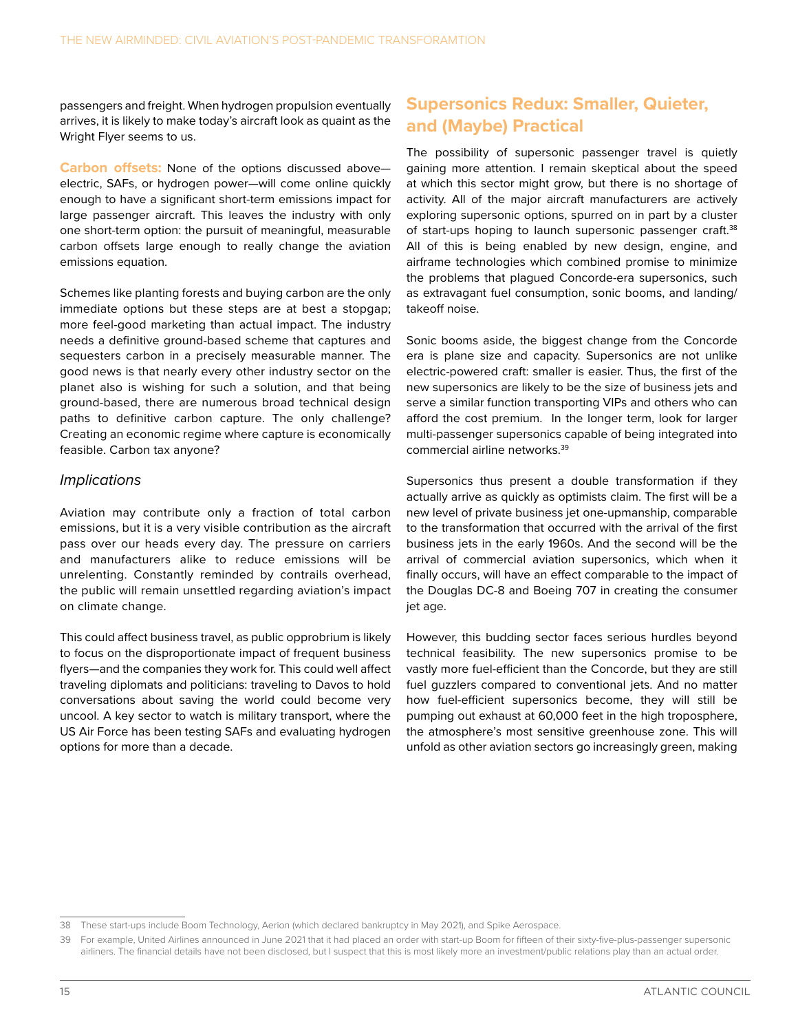passengers and freight. When hydrogen propulsion eventually arrives, it is likely to make today's aircraft look as quaint as the Wright Flyer seems to us.

**Carbon offsets:** None of the options discussed above—electric, SAFs, or hydrogen power—will come online quickly enough to have a significant short-term emissions impact for large passenger aircraft. This leaves the industry with only one short-term option: the pursuit of meaningful, measurable carbon offsets large enough to really change the aviation emissions equation.

Schemes like planting forests and buying carbon are the only immediate options but these steps are at best a stopgap; more feel-good marketing than actual impact. The industry needs a definitive ground-based scheme that captures and sequesters carbon in a precisely measurable manner. The good news is that nearly every other industry sector on the planet also is wishing for such a solution, and that being ground-based, there are numerous broad technical design paths to definitive carbon capture. The only challenge? Creating an economic regime where capture is economically feasible. Carbon tax anyone?

### *Implications*

Aviation may contribute only a fraction of total carbon emissions, but it is a very visible contribution as the aircraft pass over our heads every day. The pressure on carriers and manufacturers alike to reduce emissions will be unrelenting. Constantly reminded by contrails overhead, the public will remain unsettled regarding aviation's impact on climate change.

This could affect business travel, as public opprobrium is likely to focus on the disproportionate impact of frequent business flyers—and the companies they work for. This could well affect traveling diplomats and politicians: traveling to Davos to hold conversations about saving the world could become very uncool. A key sector to watch is military transport, where the US Air Force has been testing SAFs and evaluating hydrogen options for more than a decade.

## Supersonics Redux: Smaller, Quieter, and (Maybe) Practical

The possibility of supersonic passenger travel is quietly gaining more attention. I remain skeptical about the speed at which this sector might grow, but there is no shortage of activity. All of the major aircraft manufacturers are actively exploring supersonic options, spurred on in part by a cluster of start-ups hoping to launch supersonic passenger craft.[38] All of this is being enabled by new design, engine, and airframe technologies which combined promise to minimize the problems that plagued Concorde-era supersonics, such as extravagant fuel consumption, sonic booms, and landing/takeoff noise.

Sonic booms aside, the biggest change from the Concorde era is plane size and capacity. Supersonics are not unlike electric-powered craft: smaller is easier. Thus, the first of the new supersonics are likely to be the size of business jets and serve a similar function transporting VIPs and others who can afford the cost premium. In the longer term, look for larger multi-passenger supersonics capable of being integrated into commercial airline networks.[39]

Supersonics thus present a double transformation if they actually arrive as quickly as optimists claim. The first will be a new level of private business jet one-upmanship, comparable to the transformation that occurred with the arrival of the first business jets in the early 1960s. And the second will be the arrival of commercial aviation supersonics, which when it finally occurs, will have an effect comparable to the impact of the Douglas DC-8 and Boeing 707 in creating the consumer jet age.

However, this budding sector faces serious hurdles beyond technical feasibility. The new supersonics promise to be vastly more fuel-efficient than the Concorde, but they are still fuel guzzlers compared to conventional jets. And no matter how fuel-efficient supersonics become, they will still be pumping out exhaust at 60,000 feet in the high troposphere, the atmosphere's most sensitive greenhouse zone. This will unfold as other aviation sectors go increasingly green, making

---

38 These start-ups include Boom Technology, Aerion (which declared bankruptcy in May 2021), and Spike Aerospace.

39 For example, United Airlines announced in June 2021 that it had placed an order with start-up Boom for fifteen of their sixty-five-plus-passenger supersonic airliners. The financial details have not been disclosed, but I suspect that this is most likely more an investment/public relations play than an actual order.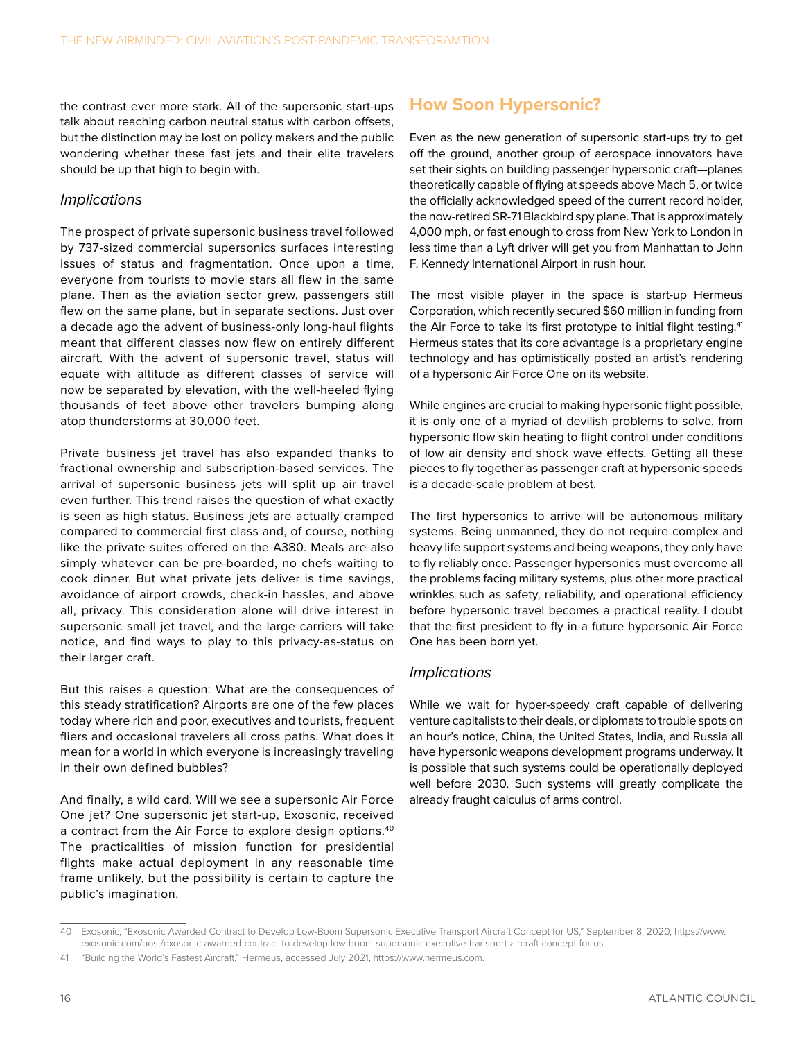the contrast ever more stark. All of the supersonic start-ups talk about reaching carbon neutral status with carbon offsets, but the distinction may be lost on policy makers and the public wondering whether these fast jets and their elite travelers should be up that high to begin with.

### *Implications*

The prospect of private supersonic business travel followed by 737-sized commercial supersonics surfaces interesting issues of status and fragmentation. Once upon a time, everyone from tourists to movie stars all flew in the same plane. Then as the aviation sector grew, passengers still flew on the same plane, but in separate sections. Just over a decade ago the advent of business-only long-haul flights meant that different classes now flew on entirely different aircraft. With the advent of supersonic travel, status will equate with altitude as different classes of service will now be separated by elevation, with the well-heeled flying thousands of feet above other travelers bumping along atop thunderstorms at 30,000 feet.

Private business jet travel has also expanded thanks to fractional ownership and subscription-based services. The arrival of supersonic business jets will split up air travel even further. This trend raises the question of what exactly is seen as high status. Business jets are actually cramped compared to commercial first class and, of course, nothing like the private suites offered on the A380. Meals are also simply whatever can be pre-boarded, no chefs waiting to cook dinner. But what private jets deliver is time savings, avoidance of airport crowds, check-in hassles, and above all, privacy. This consideration alone will drive interest in supersonic small jet travel, and the large carriers will take notice, and find ways to play to this privacy-as-status on their larger craft.

But this raises a question: What are the consequences of this steady stratification? Airports are one of the few places today where rich and poor, executives and tourists, frequent fliers and occasional travelers all cross paths. What does it mean for a world in which everyone is increasingly traveling in their own defined bubbles?

And finally, a wild card. Will we see a supersonic Air Force One jet? One supersonic jet start-up, Exosonic, received a contract from the Air Force to explore design options.[40] The practicalities of mission function for presidential flights make actual deployment in any reasonable time frame unlikely, but the possibility is certain to capture the public's imagination.

## How Soon Hypersonic?

Even as the new generation of supersonic start-ups try to get off the ground, another group of aerospace innovators have set their sights on building passenger hypersonic craft—planes theoretically capable of flying at speeds above Mach 5, or twice the officially acknowledged speed of the current record holder, the now-retired SR-71 Blackbird spy plane. That is approximately 4,000 mph, or fast enough to cross from New York to London in less time than a Lyft driver will get you from Manhattan to John F. Kennedy International Airport in rush hour.

The most visible player in the space is start-up Hermeus Corporation, which recently secured $60 million in funding from the Air Force to take its first prototype to initial flight testing.[41] Hermeus states that its core advantage is a proprietary engine technology and has optimistically posted an artist's rendering of a hypersonic Air Force One on its website.

While engines are crucial to making hypersonic flight possible, it is only one of a myriad of devilish problems to solve, from hypersonic flow skin heating to flight control under conditions of low air density and shock wave effects. Getting all these pieces to fly together as passenger craft at hypersonic speeds is a decade-scale problem at best.

The first hypersonics to arrive will be autonomous military systems. Being unmanned, they do not require complex and heavy life support systems and being weapons, they only have to fly reliably once. Passenger hypersonics must overcome all the problems facing military systems, plus other more practical wrinkles such as safety, reliability, and operational efficiency before hypersonic travel becomes a practical reality. I doubt that the first president to fly in a future hypersonic Air Force One has been born yet.

### *Implications*

While we wait for hyper-speedy craft capable of delivering venture capitalists to their deals, or diplomats to trouble spots on an hour's notice, China, the United States, India, and Russia all have hypersonic weapons development programs underway. It is possible that such systems could be operationally deployed well before 2030. Such systems will greatly complicate the already fraught calculus of arms control.

---

40 Exosonic, "Exosonic Awarded Contract to Develop Low-Boom Supersonic Executive Transport Aircraft Concept for US," September 8, 2020, https://www.exosonic.com/post/exosonic-awarded-contract-to-develop-low-boom-supersonic-executive-transport-aircraft-concept-for-us.

41 "Building the World's Fastest Aircraft," Hermeus, accessed July 2021, https://www.hermeus.com.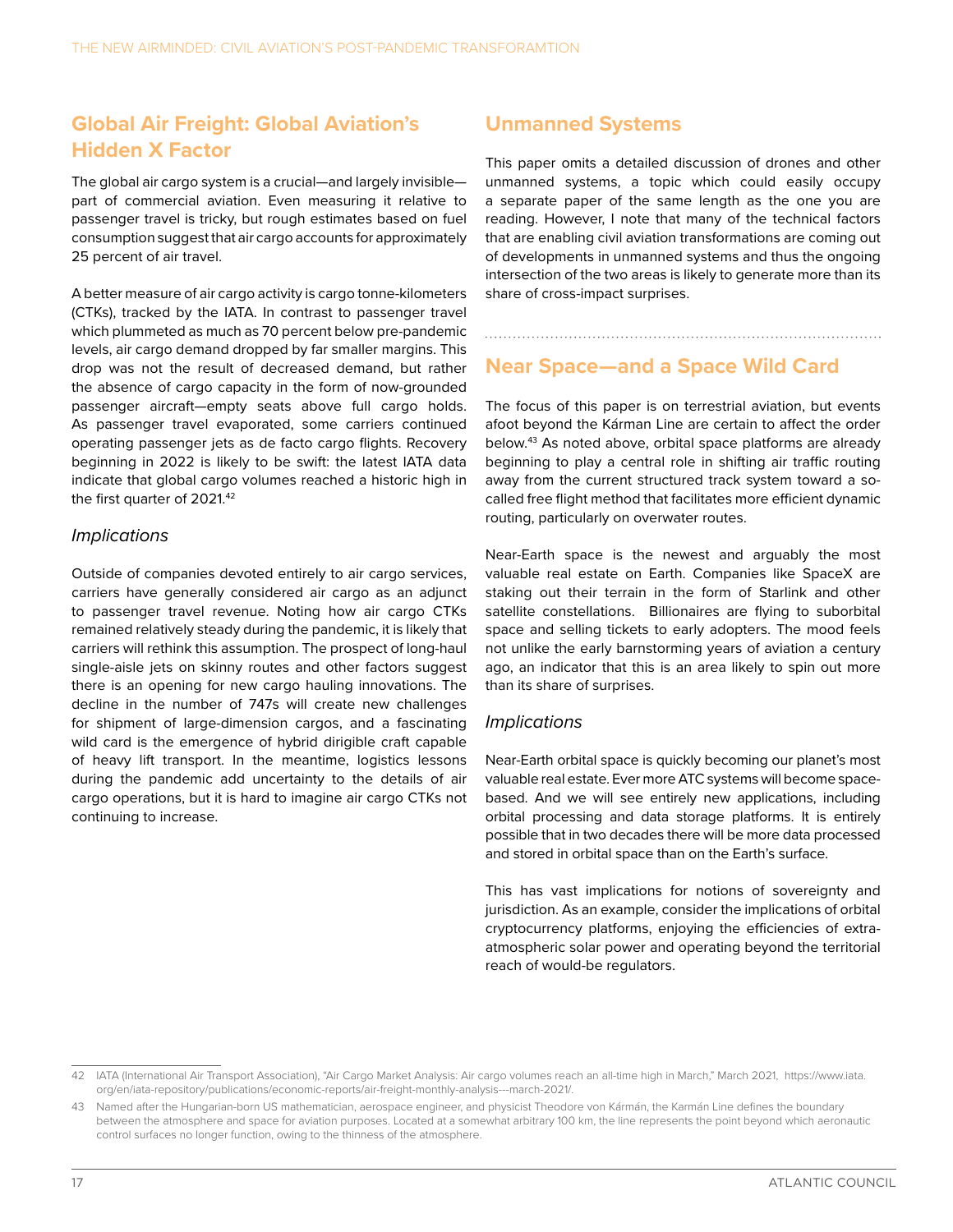## Global Air Freight: Global Aviation's Hidden X Factor

The global air cargo system is a crucial—and largely invisible—part of commercial aviation. Even measuring it relative to passenger travel is tricky, but rough estimates based on fuel consumption suggest that air cargo accounts for approximately 25 percent of air travel.

A better measure of air cargo activity is cargo tonne-kilometers (CTKs), tracked by the IATA. In contrast to passenger travel which plummeted as much as 70 percent below pre-pandemic levels, air cargo demand dropped by far smaller margins. This drop was not the result of decreased demand, but rather the absence of cargo capacity in the form of now-grounded passenger aircraft—empty seats above full cargo holds. As passenger travel evaporated, some carriers continued operating passenger jets as de facto cargo flights. Recovery beginning in 2022 is likely to be swift: the latest IATA data indicate that global cargo volumes reached a historic high in the first quarter of 2021.[42]

### *Implications*

Outside of companies devoted entirely to air cargo services, carriers have generally considered air cargo as an adjunct to passenger travel revenue. Noting how air cargo CTKs remained relatively steady during the pandemic, it is likely that carriers will rethink this assumption. The prospect of long-haul single-aisle jets on skinny routes and other factors suggest there is an opening for new cargo hauling innovations. The decline in the number of 747s will create new challenges for shipment of large-dimension cargos, and a fascinating wild card is the emergence of hybrid dirigible craft capable of heavy lift transport. In the meantime, logistics lessons during the pandemic add uncertainty to the details of air cargo operations, but it is hard to imagine air cargo CTKs not continuing to increase.

## Unmanned Systems

This paper omits a detailed discussion of drones and other unmanned systems, a topic which could easily occupy a separate paper of the same length as the one you are reading. However, I note that many of the technical factors that are enabling civil aviation transformations are coming out of developments in unmanned systems and thus the ongoing intersection of the two areas is likely to generate more than its share of cross-impact surprises.

## Near Space—and a Space Wild Card

The focus of this paper is on terrestrial aviation, but events afoot beyond the Kárman Line are certain to affect the order below.[43] As noted above, orbital space platforms are already beginning to play a central role in shifting air traffic routing away from the current structured track system toward a so-called free flight method that facilitates more efficient dynamic routing, particularly on overwater routes.

Near-Earth space is the newest and arguably the most valuable real estate on Earth. Companies like SpaceX are staking out their terrain in the form of Starlink and other satellite constellations. Billionaires are flying to suborbital space and selling tickets to early adopters. The mood feels not unlike the early barnstorming years of aviation a century ago, an indicator that this is an area likely to spin out more than its share of surprises.

### *Implications*

Near-Earth orbital space is quickly becoming our planet's most valuable real estate. Ever more ATC systems will become space-based. And we will see entirely new applications, including orbital processing and data storage platforms. It is entirely possible that in two decades there will be more data processed and stored in orbital space than on the Earth's surface.

This has vast implications for notions of sovereignty and jurisdiction. As an example, consider the implications of orbital cryptocurrency platforms, enjoying the efficiencies of extra-atmospheric solar power and operating beyond the territorial reach of would-be regulators.

---

42 IATA (International Air Transport Association), "Air Cargo Market Analysis: Air cargo volumes reach an all-time high in March," March 2021, https://www.iata.org/en/iata-repository/publications/economic-reports/air-freight-monthly-analysis---march-2021/.

43 Named after the Hungarian-born US mathematician, aerospace engineer, and physicist Theodore von Kármán, the Karmán Line defines the boundary between the atmosphere and space for aviation purposes. Located at a somewhat arbitrary 100 km, the line represents the point beyond which aeronautic control surfaces no longer function, owing to the thinness of the atmosphere.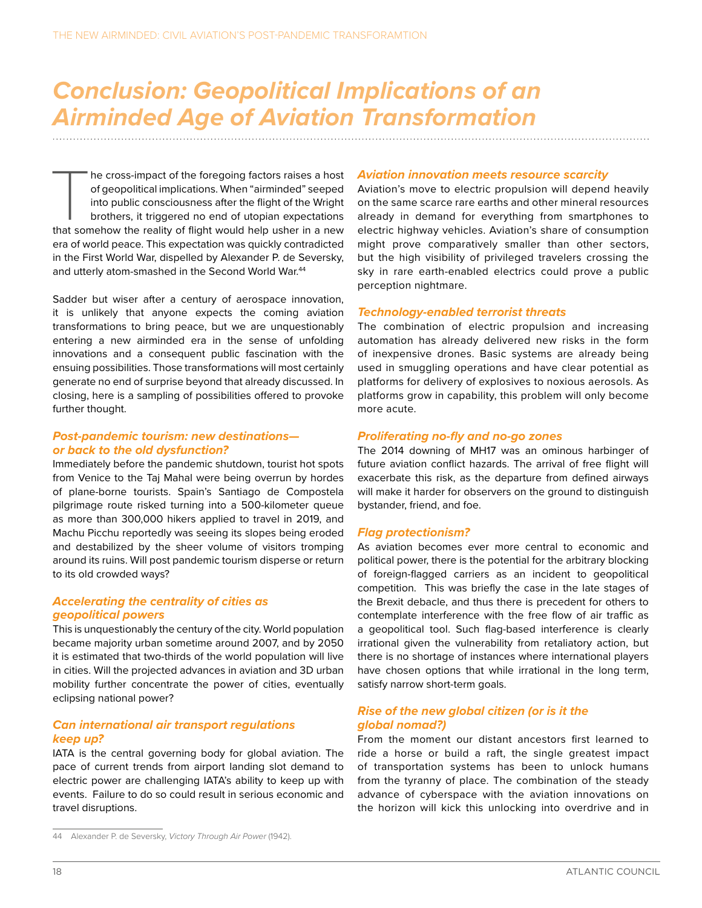# Conclusion: Geopolitical Implications of an Airminded Age of Aviation Transformation

The cross-impact of the foregoing factors raises a host of geopolitical implications. When "airminded" seeped into public consciousness after the flight of the Wright brothers, it triggered no end of utopian expectations that somehow the reality of flight would help usher in a new era of world peace. This expectation was quickly contradicted in the First World War, dispelled by Alexander P. de Seversky, and utterly atom-smashed in the Second World War.[44]

Sadder but wiser after a century of aerospace innovation, it is unlikely that anyone expects the coming aviation transformations to bring peace, but we are unquestionably entering a new airminded era in the sense of unfolding innovations and a consequent public fascination with the ensuing possibilities. Those transformations will most certainly generate no end of surprise beyond that already discussed. In closing, here is a sampling of possibilities offered to provoke further thought.

### *Post-pandemic tourism: new destinations—or back to the old dysfunction?*

Immediately before the pandemic shutdown, tourist hot spots from Venice to the Taj Mahal were being overrun by hordes of plane-borne tourists. Spain's Santiago de Compostela pilgrimage route risked turning into a 500-kilometer queue as more than 300,000 hikers applied to travel in 2019, and Machu Picchu reportedly was seeing its slopes being eroded and destabilized by the sheer volume of visitors tromping around its ruins. Will post pandemic tourism disperse or return to its old crowded ways?

### *Accelerating the centrality of cities as geopolitical powers*

This is unquestionably the century of the city. World population became majority urban sometime around 2007, and by 2050 it is estimated that two-thirds of the world population will live in cities. Will the projected advances in aviation and 3D urban mobility further concentrate the power of cities, eventually eclipsing national power?

### *Can international air transport regulations keep up?*

IATA is the central governing body for global aviation. The pace of current trends from airport landing slot demand to electric power are challenging IATA's ability to keep up with events. Failure to do so could result in serious economic and travel disruptions.

### *Aviation innovation meets resource scarcity*

Aviation's move to electric propulsion will depend heavily on the same scarce rare earths and other mineral resources already in demand for everything from smartphones to electric highway vehicles. Aviation's share of consumption might prove comparatively smaller than other sectors, but the high visibility of privileged travelers crossing the sky in rare earth-enabled electrics could prove a public perception nightmare.

### *Technology-enabled terrorist threats*

The combination of electric propulsion and increasing automation has already delivered new risks in the form of inexpensive drones. Basic systems are already being used in smuggling operations and have clear potential as platforms for delivery of explosives to noxious aerosols. As platforms grow in capability, this problem will only become more acute.

### *Proliferating no-fly and no-go zones*

The 2014 downing of MH17 was an ominous harbinger of future aviation conflict hazards. The arrival of free flight will exacerbate this risk, as the departure from defined airways will make it harder for observers on the ground to distinguish bystander, friend, and foe.

### *Flag protectionism?*

As aviation becomes ever more central to economic and political power, there is the potential for the arbitrary blocking of foreign-flagged carriers as an incident to geopolitical competition. This was briefly the case in the late stages of the Brexit debacle, and thus there is precedent for others to contemplate interference with the free flow of air traffic as a geopolitical tool. Such flag-based interference is clearly irrational given the vulnerability from retaliatory action, but there is no shortage of instances where international players have chosen options that while irrational in the long term, satisfy narrow short-term goals.

### *Rise of the new global citizen (or is it the global nomad?)*

From the moment our distant ancestors first learned to ride a horse or build a raft, the single greatest impact of transportation systems has been to unlock humans from the tyranny of place. The combination of the steady advance of cyberspace with the aviation innovations on the horizon will kick this unlocking into overdrive and in

---

44 Alexander P. de Seversky, *Victory Through Air Power* (1942).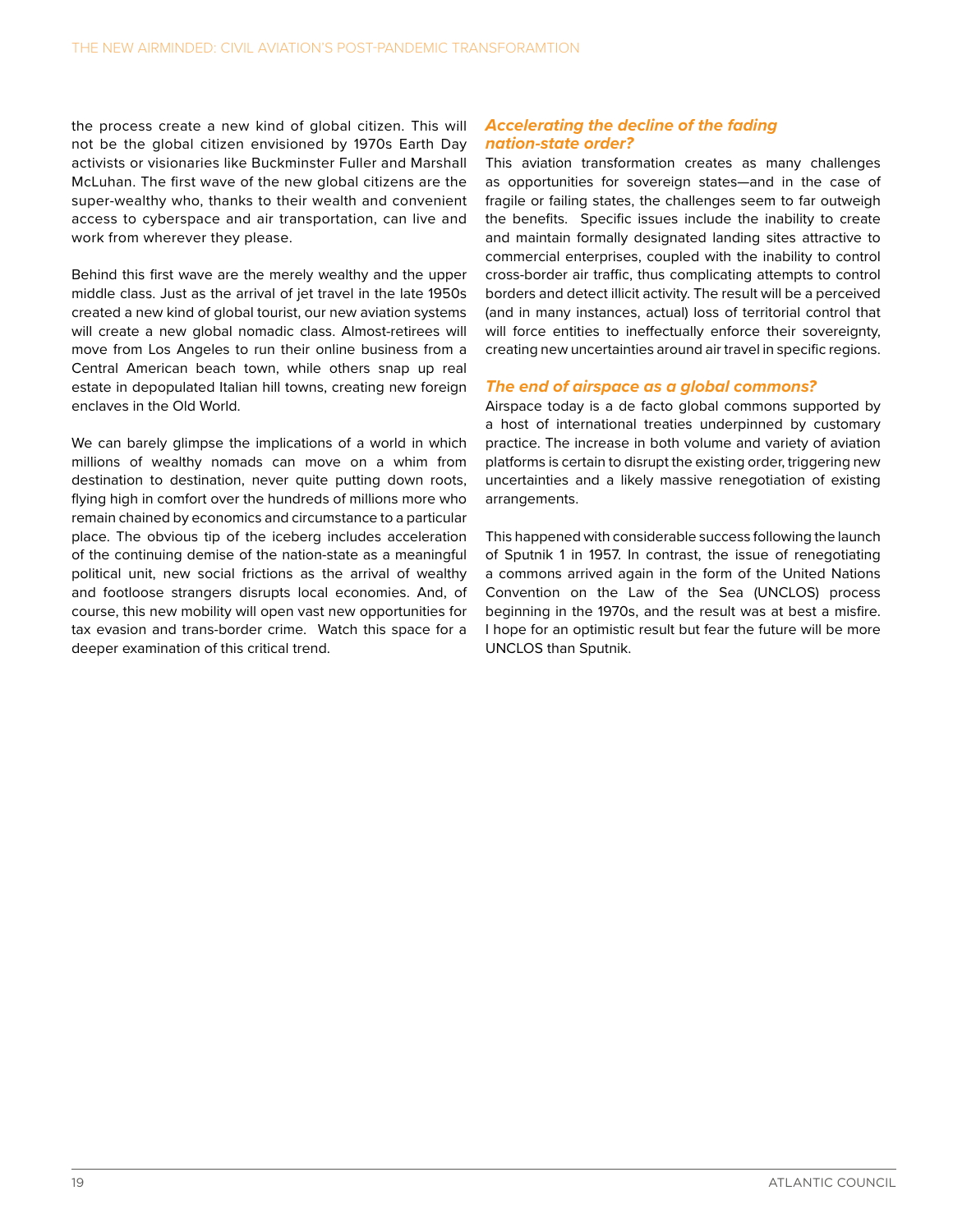the process create a new kind of global citizen. This will not be the global citizen envisioned by 1970s Earth Day activists or visionaries like Buckminster Fuller and Marshall McLuhan. The first wave of the new global citizens are the super-wealthy who, thanks to their wealth and convenient access to cyberspace and air transportation, can live and work from wherever they please.

Behind this first wave are the merely wealthy and the upper middle class. Just as the arrival of jet travel in the late 1950s created a new kind of global tourist, our new aviation systems will create a new global nomadic class. Almost-retirees will move from Los Angeles to run their online business from a Central American beach town, while others snap up real estate in depopulated Italian hill towns, creating new foreign enclaves in the Old World.

We can barely glimpse the implications of a world in which millions of wealthy nomads can move on a whim from destination to destination, never quite putting down roots, flying high in comfort over the hundreds of millions more who remain chained by economics and circumstance to a particular place. The obvious tip of the iceberg includes acceleration of the continuing demise of the nation-state as a meaningful political unit, new social frictions as the arrival of wealthy and footloose strangers disrupts local economies. And, of course, this new mobility will open vast new opportunities for tax evasion and trans-border crime. Watch this space for a deeper examination of this critical trend.

### *Accelerating the decline of the fading nation-state order?*

This aviation transformation creates as many challenges as opportunities for sovereign states—and in the case of fragile or failing states, the challenges seem to far outweigh the benefits. Specific issues include the inability to create and maintain formally designated landing sites attractive to commercial enterprises, coupled with the inability to control cross-border air traffic, thus complicating attempts to control borders and detect illicit activity. The result will be a perceived (and in many instances, actual) loss of territorial control that will force entities to ineffectually enforce their sovereignty, creating new uncertainties around air travel in specific regions.

### *The end of airspace as a global commons?*

Airspace today is a de facto global commons supported by a host of international treaties underpinned by customary practice. The increase in both volume and variety of aviation platforms is certain to disrupt the existing order, triggering new uncertainties and a likely massive renegotiation of existing arrangements.

This happened with considerable success following the launch of Sputnik 1 in 1957. In contrast, the issue of renegotiating a commons arrived again in the form of the United Nations Convention on the Law of the Sea (UNCLOS) process beginning in the 1970s, and the result was at best a misfire. I hope for an optimistic result but fear the future will be more UNCLOS than Sputnik.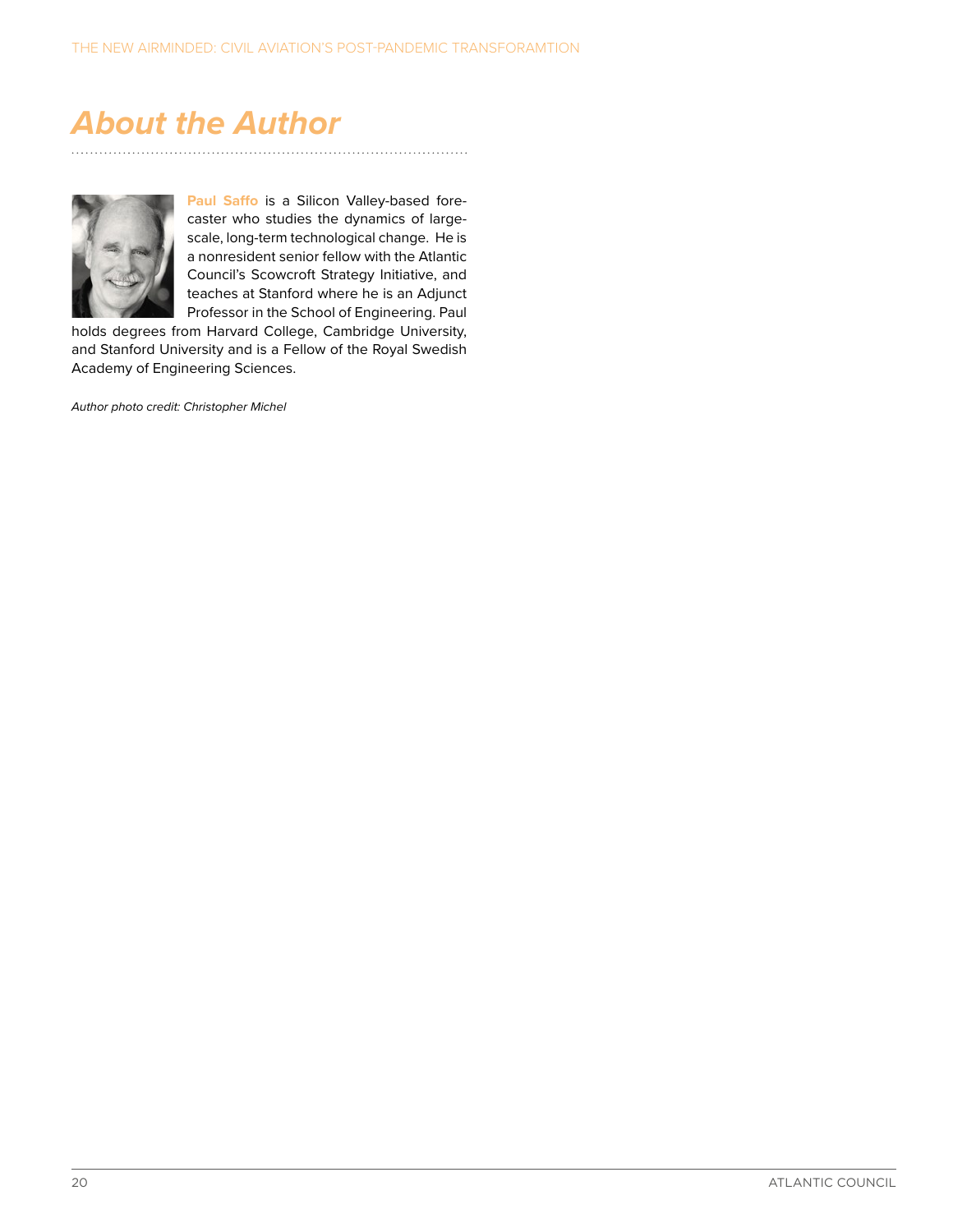# About the Author

**Paul Saffo** is a Silicon Valley-based forecaster who studies the dynamics of large-scale, long-term technological change. He is a nonresident senior fellow with the Atlantic Council's Scowcroft Strategy Initiative, and teaches at Stanford where he is an Adjunct Professor in the School of Engineering. Paul holds degrees from Harvard College, Cambridge University, and Stanford University and is a Fellow of the Royal Swedish Academy of Engineering Sciences.

*Author photo credit: Christopher Michel*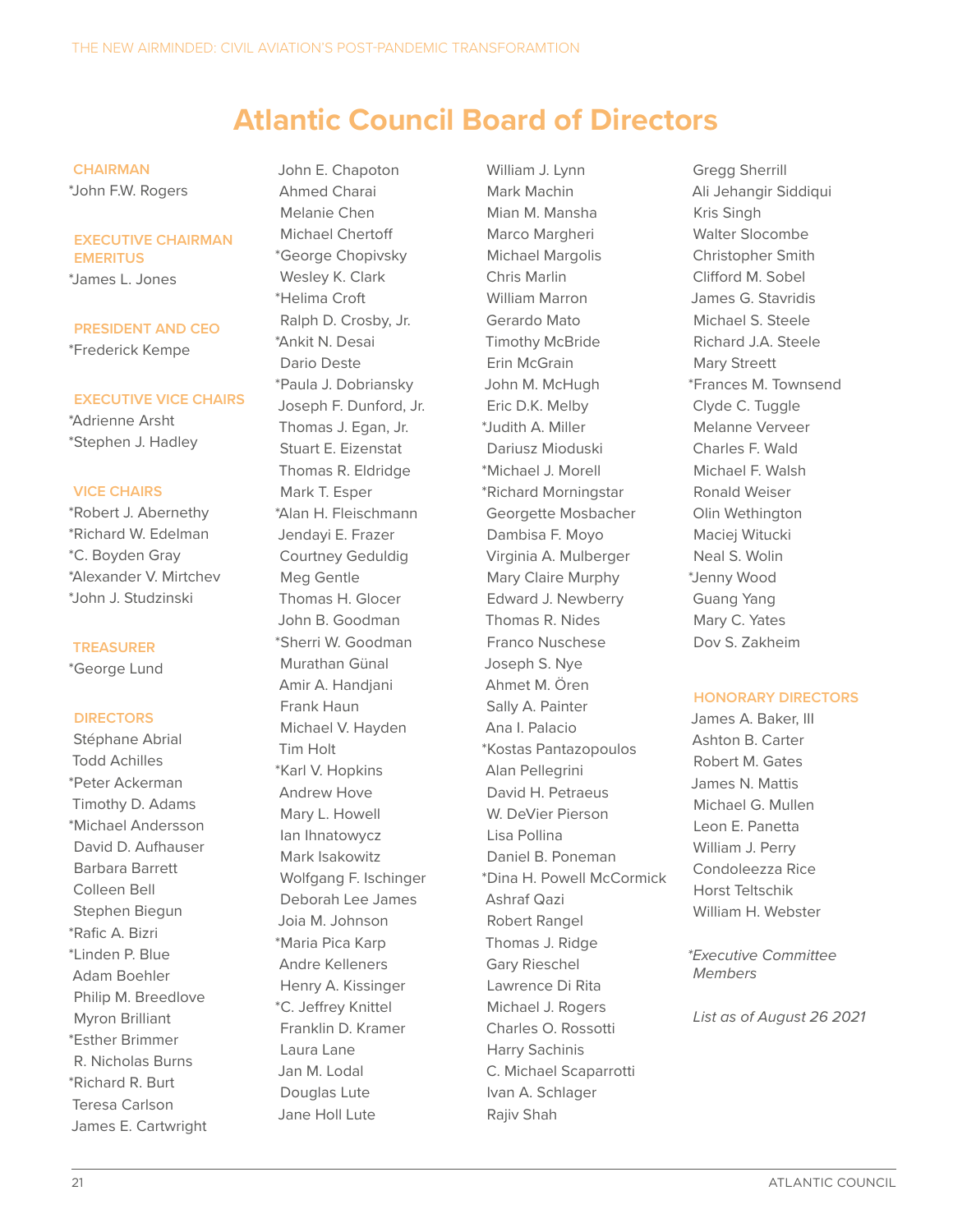# Atlantic Council Board of Directors

**CHAIRMAN**

*John F.W. Rogers

**EXECUTIVE CHAIRMAN EMERITUS**

*James L. Jones

**PRESIDENT AND CEO**

*Frederick Kempe

**EXECUTIVE VICE CHAIRS**

*Adrienne Arsht
*Stephen J. Hadley

**VICE CHAIRS**

*Robert J. Abernethy
*Richard W. Edelman
*C. Boyden Gray
*Alexander V. Mirtchev
*John J. Studzinski

**TREASURER**

*George Lund

**DIRECTORS**

Stéphane Abrial
Todd Achilles
*Peter Ackerman
Timothy D. Adams
*Michael Andersson
David D. Aufhauser
Barbara Barrett
Colleen Bell
Stephen Biegun
*Rafic A. Bizri
*Linden P. Blue
Adam Boehler
Philip M. Breedlove
Myron Brilliant
*Esther Brimmer
R. Nicholas Burns
*Richard R. Burt
Teresa Carlson
James E. Cartwright
John E. Chapoton
Ahmed Charai
Melanie Chen
Michael Chertoff
*George Chopivsky
Wesley K. Clark
*Helima Croft
Ralph D. Crosby, Jr.
*Ankit N. Desai
Dario Deste
*Paula J. Dobriansky
Joseph F. Dunford, Jr.
Thomas J. Egan, Jr.
Stuart E. Eizenstat
Thomas R. Eldridge
Mark T. Esper
*Alan H. Fleischmann
Jendayi E. Frazer
Courtney Geduldig
Meg Gentle
Thomas H. Glocer
John B. Goodman
*Sherri W. Goodman
Murathan Günal
Amir A. Handjani
Frank Haun
Michael V. Hayden
Tim Holt
*Karl V. Hopkins
Andrew Hove
Mary L. Howell
Ian Ihnatowycz
Mark Isakowitz
Wolfgang F. Ischinger
Deborah Lee James
Joia M. Johnson
*Maria Pica Karp
Andre Kelleners
Henry A. Kissinger
*C. Jeffrey Knittel
Franklin D. Kramer
Laura Lane
Jan M. Lodal
Douglas Lute
Jane Holl Lute
William J. Lynn
Mark Machin
Mian M. Mansha
Marco Margheri
Michael Margolis
Chris Marlin
William Marron
Gerardo Mato
Timothy McBride
Erin McGrain
John M. McHugh
Eric D.K. Melby
*Judith A. Miller
Dariusz Mioduski
*Michael J. Morell
*Richard Morningstar
Georgette Mosbacher
Dambisa F. Moyo
Virginia A. Mulberger
Mary Claire Murphy
Edward J. Newberry
Thomas R. Nides
Franco Nuschese
Joseph S. Nye
Ahmet M. Ören
Sally A. Painter
Ana I. Palacio
*Kostas Pantazopoulos
Alan Pellegrini
David H. Petraeus
W. DeVier Pierson
Lisa Pollina
Daniel B. Poneman
*Dina H. Powell McCormick
Ashraf Qazi
Robert Rangel
Thomas J. Ridge
Gary Rieschel
Lawrence Di Rita
Michael J. Rogers
Charles O. Rossotti
Harry Sachinis
C. Michael Scaparrotti
Ivan A. Schlager
Rajiv Shah
Gregg Sherrill
Ali Jehangir Siddiqui
Kris Singh
Walter Slocombe
Christopher Smith
Clifford M. Sobel
James G. Stavridis
Michael S. Steele
Richard J.A. Steele
Mary Streett
*Frances M. Townsend
Clyde C. Tuggle
Melanne Verveer
Charles F. Wald
Michael F. Walsh
Ronald Weiser
Olin Wethington
Maciej Witucki
Neal S. Wolin
*Jenny Wood
Guang Yang
Mary C. Yates
Dov S. Zakheim

**HONORARY DIRECTORS**

James A. Baker, III
Ashton B. Carter
Robert M. Gates
James N. Mattis
Michael G. Mullen
Leon E. Panetta
William J. Perry
Condoleezza Rice
Horst Teltschik
William H. Webster

*\*Executive Committee Members*

*List as of August 26 2021*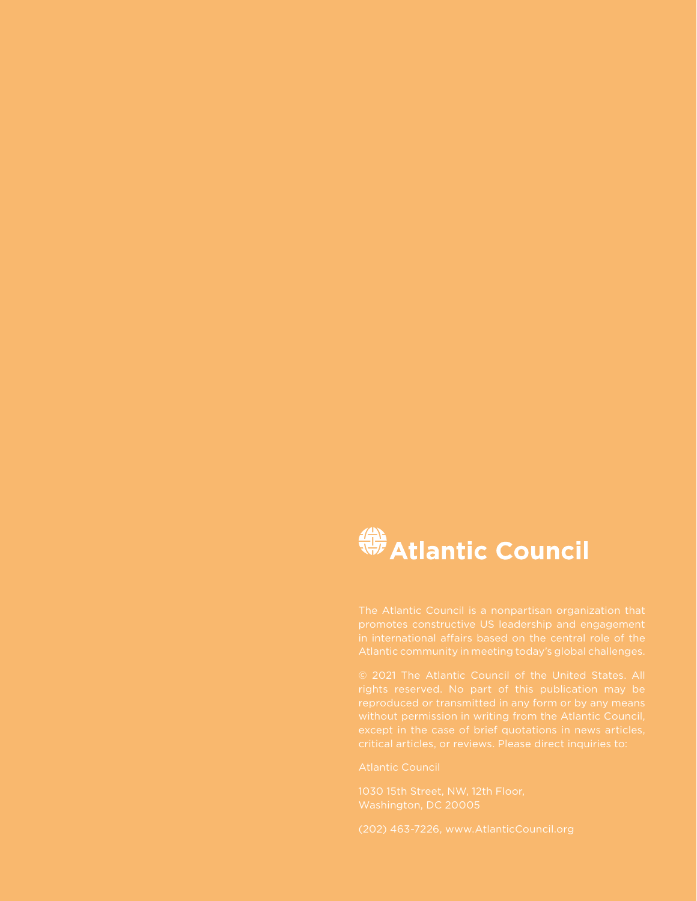# Atlantic Council

The Atlantic Council is a nonpartisan organization that promotes constructive US leadership and engagement in international affairs based on the central role of the Atlantic community in meeting today's global challenges.

© 2021 The Atlantic Council of the United States. All rights reserved. No part of this publication may be reproduced or transmitted in any form or by any means without permission in writing from the Atlantic Council, except in the case of brief quotations in news articles, critical articles, or reviews. Please direct inquiries to:

Atlantic Council

1030 15th Street, NW, 12th Floor,
Washington, DC 20005

(202) 463-7226, www.AtlanticCouncil.org